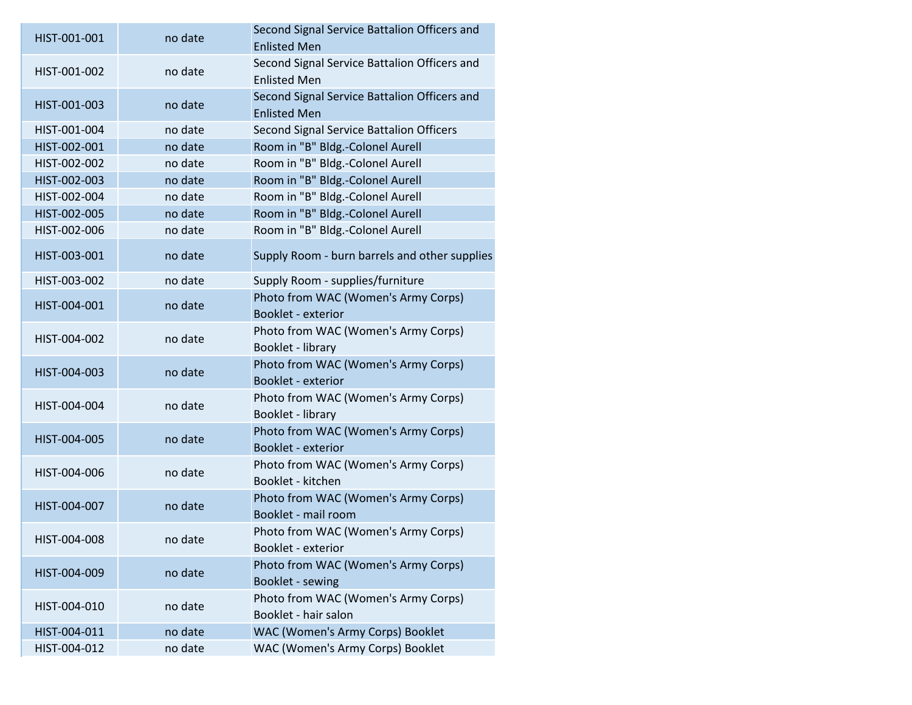| | | |
|---|---|---|
| HIST-001-001 | no date | Second Signal Service Battalion Officers and Enlisted Men |
| HIST-001-002 | no date | Second Signal Service Battalion Officers and Enlisted Men |
| HIST-001-003 | no date | Second Signal Service Battalion Officers and Enlisted Men |
| HIST-001-004 | no date | Second Signal Service Battalion Officers |
| HIST-002-001 | no date | Room in "B" Bldg.-Colonel Aurell |
| HIST-002-002 | no date | Room in "B" Bldg.-Colonel Aurell |
| HIST-002-003 | no date | Room in "B" Bldg.-Colonel Aurell |
| HIST-002-004 | no date | Room in "B" Bldg.-Colonel Aurell |
| HIST-002-005 | no date | Room in "B" Bldg.-Colonel Aurell |
| HIST-002-006 | no date | Room in "B" Bldg.-Colonel Aurell |
| HIST-003-001 | no date | Supply Room - burn barrels and other supplies |
| HIST-003-002 | no date | Supply Room - supplies/furniture |
| HIST-004-001 | no date | Photo from WAC (Women's Army Corps) Booklet - exterior |
| HIST-004-002 | no date | Photo from WAC (Women's Army Corps) Booklet - library |
| HIST-004-003 | no date | Photo from WAC (Women's Army Corps) Booklet - exterior |
| HIST-004-004 | no date | Photo from WAC (Women's Army Corps) Booklet - library |
| HIST-004-005 | no date | Photo from WAC (Women's Army Corps) Booklet - exterior |
| HIST-004-006 | no date | Photo from WAC (Women's Army Corps) Booklet - kitchen |
| HIST-004-007 | no date | Photo from WAC (Women's Army Corps) Booklet - mail room |
| HIST-004-008 | no date | Photo from WAC (Women's Army Corps) Booklet - exterior |
| HIST-004-009 | no date | Photo from WAC (Women's Army Corps) Booklet - sewing |
| HIST-004-010 | no date | Photo from WAC (Women's Army Corps) Booklet - hair salon |
| HIST-004-011 | no date | WAC (Women's Army Corps) Booklet |
| HIST-004-012 | no date | WAC (Women's Army Corps) Booklet |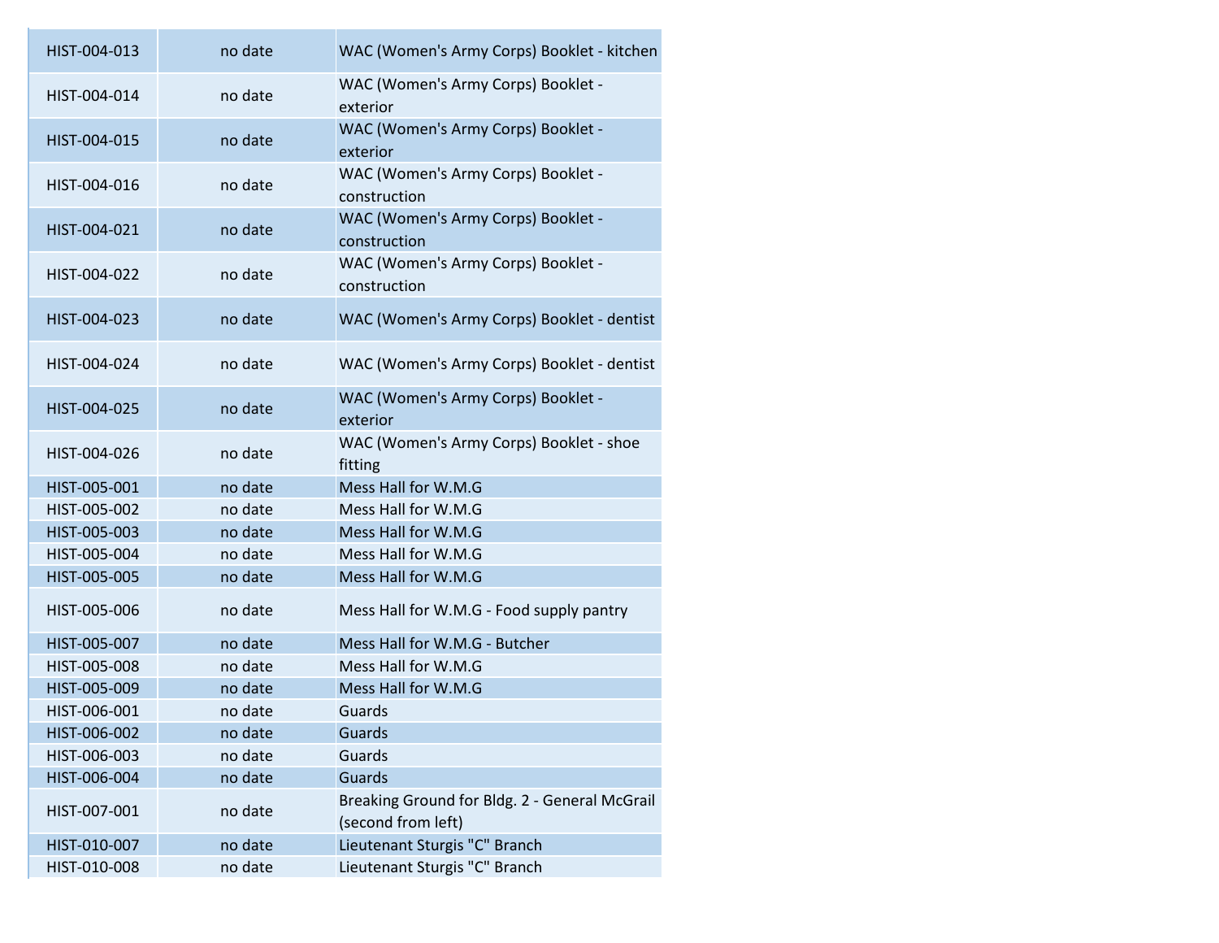| | | |
|---|---|---|
| HIST-004-013 | no date | WAC (Women's Army Corps) Booklet - kitchen |
| HIST-004-014 | no date | WAC (Women's Army Corps) Booklet - exterior |
| HIST-004-015 | no date | WAC (Women's Army Corps) Booklet - exterior |
| HIST-004-016 | no date | WAC (Women's Army Corps) Booklet - construction |
| HIST-004-021 | no date | WAC (Women's Army Corps) Booklet - construction |
| HIST-004-022 | no date | WAC (Women's Army Corps) Booklet - construction |
| HIST-004-023 | no date | WAC (Women's Army Corps) Booklet - dentist |
| HIST-004-024 | no date | WAC (Women's Army Corps) Booklet - dentist |
| HIST-004-025 | no date | WAC (Women's Army Corps) Booklet - exterior |
| HIST-004-026 | no date | WAC (Women's Army Corps) Booklet - shoe fitting |
| HIST-005-001 | no date | Mess Hall for W.M.G |
| HIST-005-002 | no date | Mess Hall for W.M.G |
| HIST-005-003 | no date | Mess Hall for W.M.G |
| HIST-005-004 | no date | Mess Hall for W.M.G |
| HIST-005-005 | no date | Mess Hall for W.M.G |
| HIST-005-006 | no date | Mess Hall for W.M.G - Food supply pantry |
| HIST-005-007 | no date | Mess Hall for W.M.G - Butcher |
| HIST-005-008 | no date | Mess Hall for W.M.G |
| HIST-005-009 | no date | Mess Hall for W.M.G |
| HIST-006-001 | no date | Guards |
| HIST-006-002 | no date | Guards |
| HIST-006-003 | no date | Guards |
| HIST-006-004 | no date | Guards |
| HIST-007-001 | no date | Breaking Ground for Bldg. 2 - General McGrail (second from left) |
| HIST-010-007 | no date | Lieutenant Sturgis "C" Branch |
| HIST-010-008 | no date | Lieutenant Sturgis "C" Branch |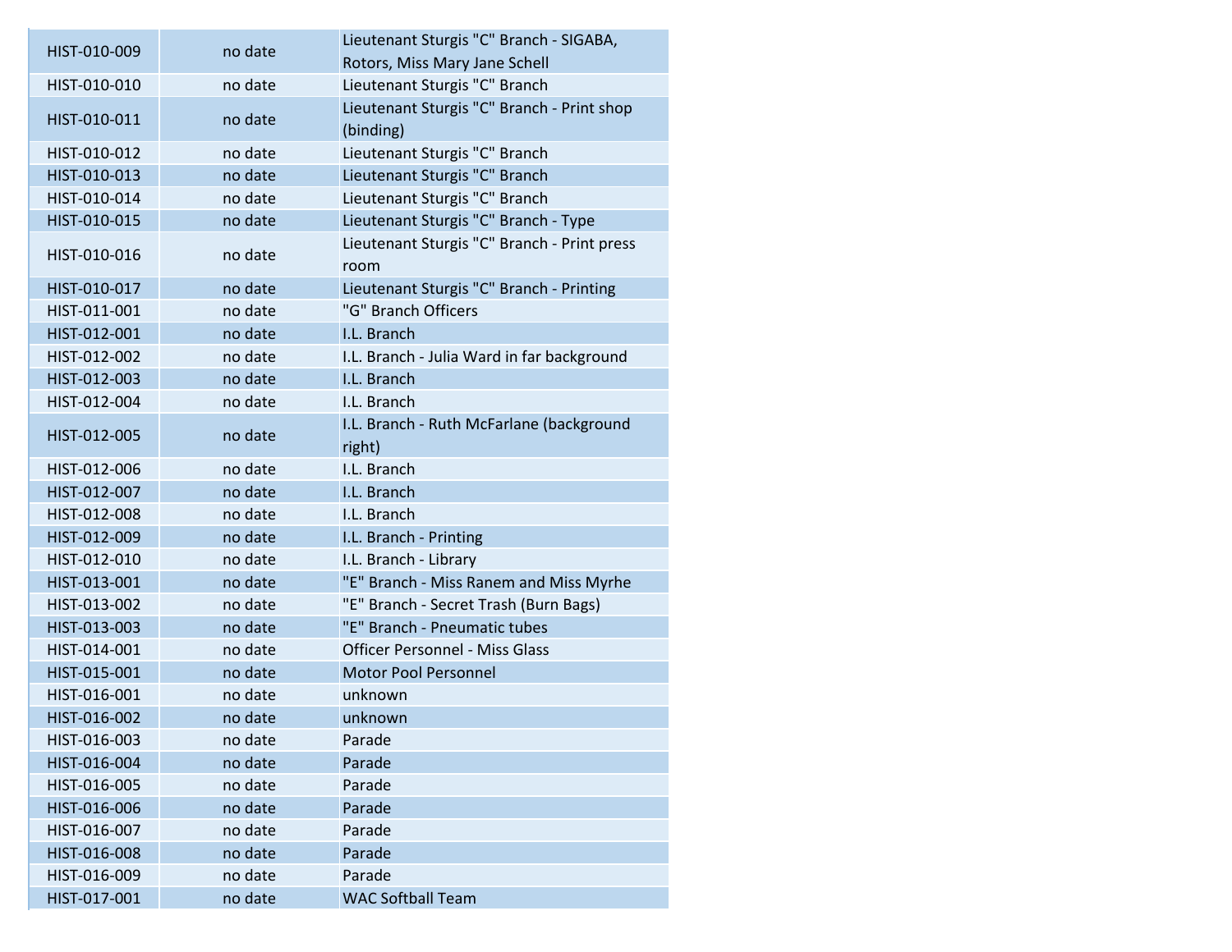| | | |
|---|---|---|
| HIST-010-009 | no date | Lieutenant Sturgis "C" Branch - SIGABA, Rotors, Miss Mary Jane Schell |
| HIST-010-010 | no date | Lieutenant Sturgis "C" Branch |
| HIST-010-011 | no date | Lieutenant Sturgis "C" Branch - Print shop (binding) |
| HIST-010-012 | no date | Lieutenant Sturgis "C" Branch |
| HIST-010-013 | no date | Lieutenant Sturgis "C" Branch |
| HIST-010-014 | no date | Lieutenant Sturgis "C" Branch |
| HIST-010-015 | no date | Lieutenant Sturgis "C" Branch - Type |
| HIST-010-016 | no date | Lieutenant Sturgis "C" Branch - Print press room |
| HIST-010-017 | no date | Lieutenant Sturgis "C" Branch - Printing |
| HIST-011-001 | no date | "G" Branch Officers |
| HIST-012-001 | no date | I.L. Branch |
| HIST-012-002 | no date | I.L. Branch - Julia Ward in far background |
| HIST-012-003 | no date | I.L. Branch |
| HIST-012-004 | no date | I.L. Branch |
| HIST-012-005 | no date | I.L. Branch - Ruth McFarlane (background right) |
| HIST-012-006 | no date | I.L. Branch |
| HIST-012-007 | no date | I.L. Branch |
| HIST-012-008 | no date | I.L. Branch |
| HIST-012-009 | no date | I.L. Branch - Printing |
| HIST-012-010 | no date | I.L. Branch - Library |
| HIST-013-001 | no date | "E" Branch - Miss Ranem and Miss Myrhe |
| HIST-013-002 | no date | "E" Branch - Secret Trash (Burn Bags) |
| HIST-013-003 | no date | "E" Branch - Pneumatic tubes |
| HIST-014-001 | no date | Officer Personnel - Miss Glass |
| HIST-015-001 | no date | Motor Pool Personnel |
| HIST-016-001 | no date | unknown |
| HIST-016-002 | no date | unknown |
| HIST-016-003 | no date | Parade |
| HIST-016-004 | no date | Parade |
| HIST-016-005 | no date | Parade |
| HIST-016-006 | no date | Parade |
| HIST-016-007 | no date | Parade |
| HIST-016-008 | no date | Parade |
| HIST-016-009 | no date | Parade |
| HIST-017-001 | no date | WAC Softball Team |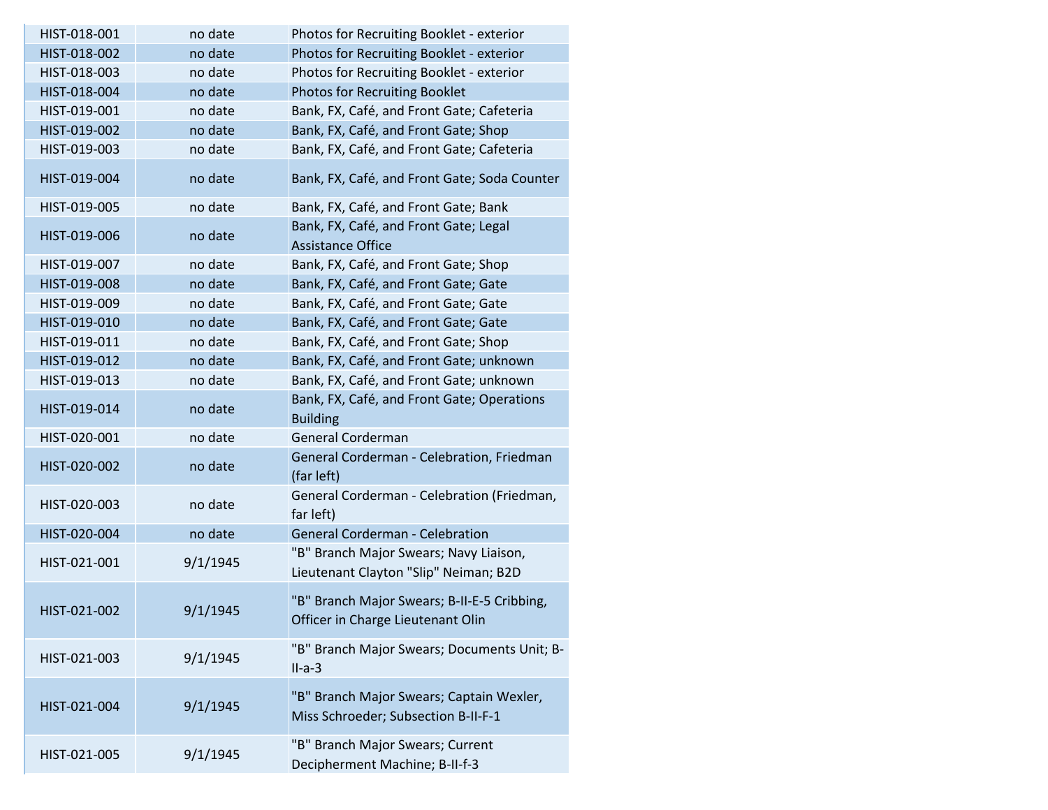| | | |
|---|---|---|
| HIST-018-001 | no date | Photos for Recruiting Booklet - exterior |
| HIST-018-002 | no date | Photos for Recruiting Booklet - exterior |
| HIST-018-003 | no date | Photos for Recruiting Booklet - exterior |
| HIST-018-004 | no date | Photos for Recruiting Booklet |
| HIST-019-001 | no date | Bank, FX, Café, and Front Gate; Cafeteria |
| HIST-019-002 | no date | Bank, FX, Café, and Front Gate; Shop |
| HIST-019-003 | no date | Bank, FX, Café, and Front Gate; Cafeteria |
| HIST-019-004 | no date | Bank, FX, Café, and Front Gate; Soda Counter |
| HIST-019-005 | no date | Bank, FX, Café, and Front Gate; Bank |
| HIST-019-006 | no date | Bank, FX, Café, and Front Gate; Legal Assistance Office |
| HIST-019-007 | no date | Bank, FX, Café, and Front Gate; Shop |
| HIST-019-008 | no date | Bank, FX, Café, and Front Gate; Gate |
| HIST-019-009 | no date | Bank, FX, Café, and Front Gate; Gate |
| HIST-019-010 | no date | Bank, FX, Café, and Front Gate; Gate |
| HIST-019-011 | no date | Bank, FX, Café, and Front Gate; Shop |
| HIST-019-012 | no date | Bank, FX, Café, and Front Gate; unknown |
| HIST-019-013 | no date | Bank, FX, Café, and Front Gate; unknown |
| HIST-019-014 | no date | Bank, FX, Café, and Front Gate; Operations Building |
| HIST-020-001 | no date | General Corderman |
| HIST-020-002 | no date | General Corderman - Celebration, Friedman (far left) |
| HIST-020-003 | no date | General Corderman - Celebration (Friedman, far left) |
| HIST-020-004 | no date | General Corderman - Celebration |
| HIST-021-001 | 9/1/1945 | "B" Branch Major Swears; Navy Liaison, Lieutenant Clayton "Slip" Neiman; B2D |
| HIST-021-002 | 9/1/1945 | "B" Branch Major Swears; B-II-E-5 Cribbing, Officer in Charge Lieutenant Olin |
| HIST-021-003 | 9/1/1945 | "B" Branch Major Swears; Documents Unit; B-II-a-3 |
| HIST-021-004 | 9/1/1945 | "B" Branch Major Swears; Captain Wexler, Miss Schroeder; Subsection B-II-F-1 |
| HIST-021-005 | 9/1/1945 | "B" Branch Major Swears; Current Decipherment Machine; B-II-f-3 |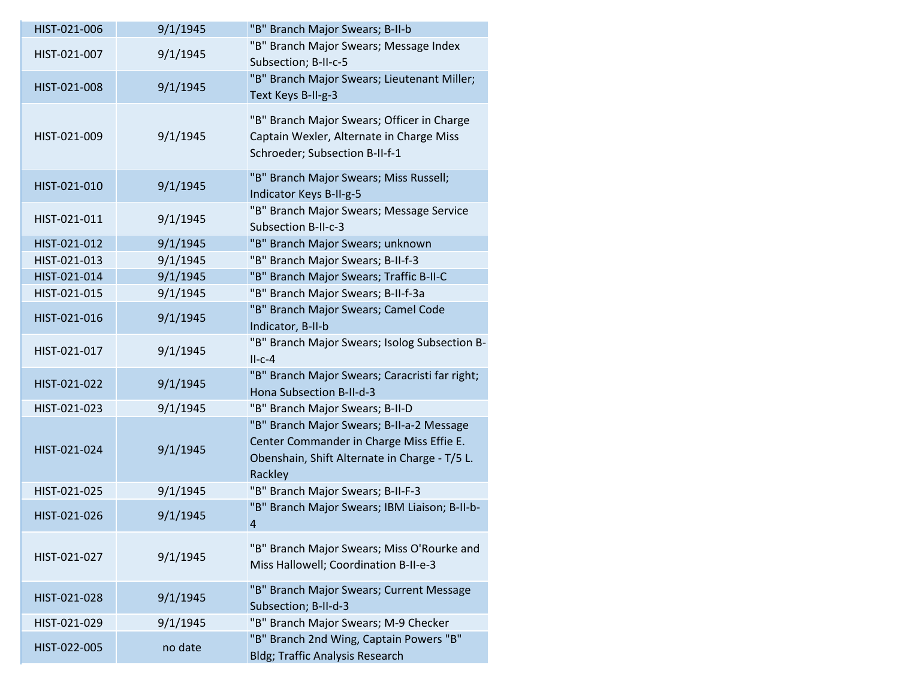| | | |
|---|---|---|
| HIST-021-006 | 9/1/1945 | "B" Branch Major Swears; B-II-b |
| HIST-021-007 | 9/1/1945 | "B" Branch Major Swears; Message Index Subsection; B-II-c-5 |
| HIST-021-008 | 9/1/1945 | "B" Branch Major Swears; Lieutenant Miller; Text Keys B-II-g-3 |
| HIST-021-009 | 9/1/1945 | "B" Branch Major Swears; Officer in Charge Captain Wexler, Alternate in Charge Miss Schroeder; Subsection B-II-f-1 |
| HIST-021-010 | 9/1/1945 | "B" Branch Major Swears; Miss Russell; Indicator Keys B-II-g-5 |
| HIST-021-011 | 9/1/1945 | "B" Branch Major Swears; Message Service Subsection B-II-c-3 |
| HIST-021-012 | 9/1/1945 | "B" Branch Major Swears; unknown |
| HIST-021-013 | 9/1/1945 | "B" Branch Major Swears; B-II-f-3 |
| HIST-021-014 | 9/1/1945 | "B" Branch Major Swears; Traffic B-II-C |
| HIST-021-015 | 9/1/1945 | "B" Branch Major Swears; B-II-f-3a |
| HIST-021-016 | 9/1/1945 | "B" Branch Major Swears; Camel Code Indicator, B-II-b |
| HIST-021-017 | 9/1/1945 | "B" Branch Major Swears; Isolog Subsection B-II-c-4 |
| HIST-021-022 | 9/1/1945 | "B" Branch Major Swears; Caracristi far right; Hona Subsection B-II-d-3 |
| HIST-021-023 | 9/1/1945 | "B" Branch Major Swears; B-II-D |
| HIST-021-024 | 9/1/1945 | "B" Branch Major Swears; B-II-a-2 Message Center Commander in Charge Miss Effie E. Obenshain, Shift Alternate in Charge - T/5 L. Rackley |
| HIST-021-025 | 9/1/1945 | "B" Branch Major Swears; B-II-F-3 |
| HIST-021-026 | 9/1/1945 | "B" Branch Major Swears; IBM Liaison; B-II-b-4 |
| HIST-021-027 | 9/1/1945 | "B" Branch Major Swears; Miss O'Rourke and Miss Hallowell; Coordination B-II-e-3 |
| HIST-021-028 | 9/1/1945 | "B" Branch Major Swears; Current Message Subsection; B-II-d-3 |
| HIST-021-029 | 9/1/1945 | "B" Branch Major Swears; M-9 Checker |
| HIST-022-005 | no date | "B" Branch 2nd Wing, Captain Powers "B" Bldg; Traffic Analysis Research |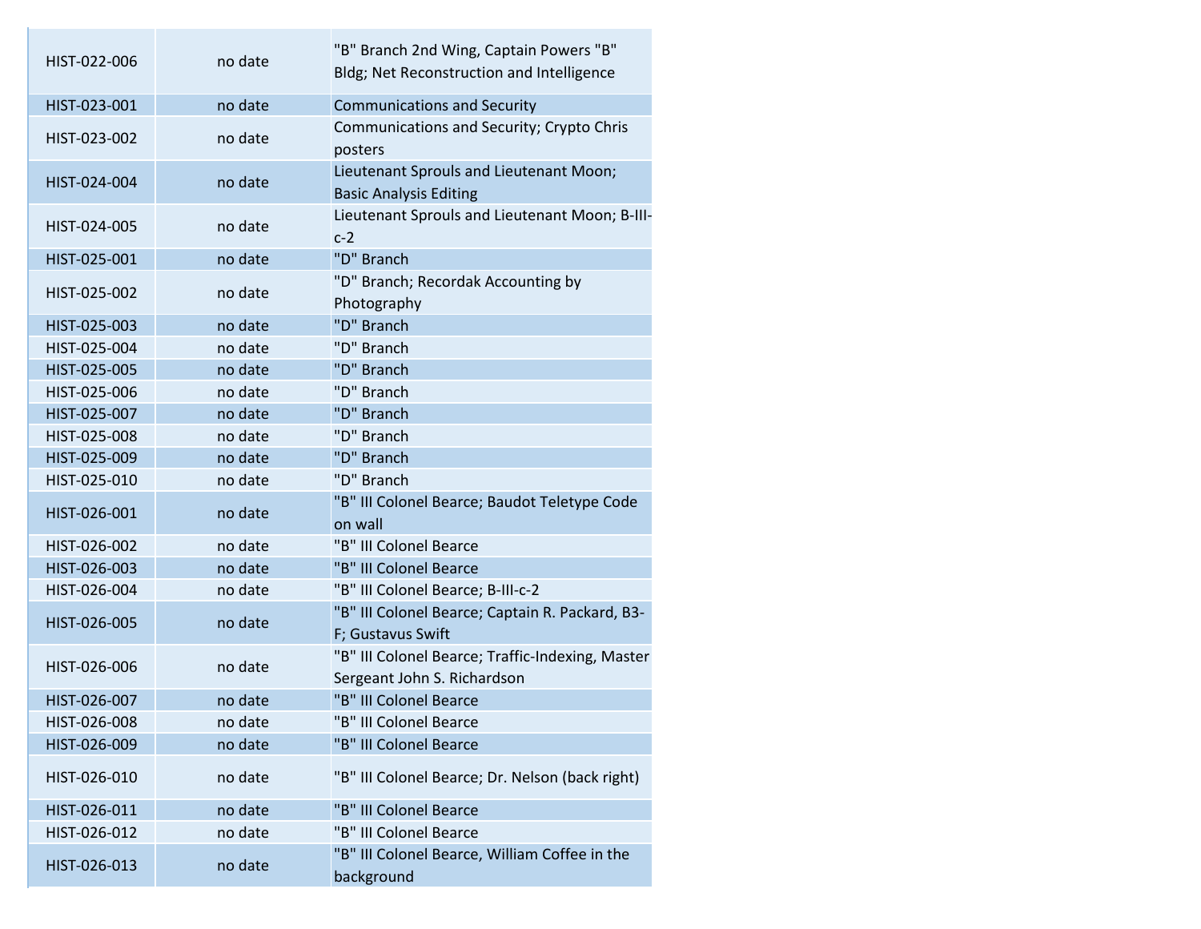| | | |
|---|---|---|
| HIST-022-006 | no date | "B" Branch 2nd Wing, Captain Powers "B" Bldg; Net Reconstruction and Intelligence |
| HIST-023-001 | no date | Communications and Security |
| HIST-023-002 | no date | Communications and Security; Crypto Chris posters |
| HIST-024-004 | no date | Lieutenant Sprouls and Lieutenant Moon; Basic Analysis Editing |
| HIST-024-005 | no date | Lieutenant Sprouls and Lieutenant Moon; B-III-c-2 |
| HIST-025-001 | no date | "D" Branch |
| HIST-025-002 | no date | "D" Branch; Recordak Accounting by Photography |
| HIST-025-003 | no date | "D" Branch |
| HIST-025-004 | no date | "D" Branch |
| HIST-025-005 | no date | "D" Branch |
| HIST-025-006 | no date | "D" Branch |
| HIST-025-007 | no date | "D" Branch |
| HIST-025-008 | no date | "D" Branch |
| HIST-025-009 | no date | "D" Branch |
| HIST-025-010 | no date | "D" Branch |
| HIST-026-001 | no date | "B" III Colonel Bearce; Baudot Teletype Code on wall |
| HIST-026-002 | no date | "B" III Colonel Bearce |
| HIST-026-003 | no date | "B" III Colonel Bearce |
| HIST-026-004 | no date | "B" III Colonel Bearce; B-III-c-2 |
| HIST-026-005 | no date | "B" III Colonel Bearce; Captain R. Packard, B3-F; Gustavus Swift |
| HIST-026-006 | no date | "B" III Colonel Bearce; Traffic-Indexing, Master Sergeant John S. Richardson |
| HIST-026-007 | no date | "B" III Colonel Bearce |
| HIST-026-008 | no date | "B" III Colonel Bearce |
| HIST-026-009 | no date | "B" III Colonel Bearce |
| HIST-026-010 | no date | "B" III Colonel Bearce; Dr. Nelson (back right) |
| HIST-026-011 | no date | "B" III Colonel Bearce |
| HIST-026-012 | no date | "B" III Colonel Bearce |
| HIST-026-013 | no date | "B" III Colonel Bearce, William Coffee in the background |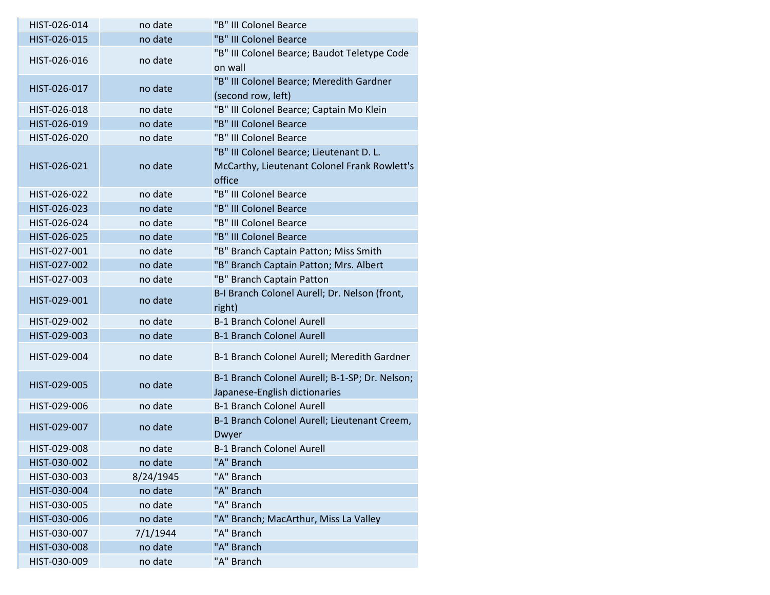| | | |
|---|---|---|
| HIST-026-014 | no date | "B" III Colonel Bearce |
| HIST-026-015 | no date | "B" III Colonel Bearce |
| HIST-026-016 | no date | "B" III Colonel Bearce; Baudot Teletype Code on wall |
| HIST-026-017 | no date | "B" III Colonel Bearce; Meredith Gardner (second row, left) |
| HIST-026-018 | no date | "B" III Colonel Bearce; Captain Mo Klein |
| HIST-026-019 | no date | "B" III Colonel Bearce |
| HIST-026-020 | no date | "B" III Colonel Bearce |
| HIST-026-021 | no date | "B" III Colonel Bearce; Lieutenant D. L. McCarthy, Lieutenant Colonel Frank Rowlett's office |
| HIST-026-022 | no date | "B" III Colonel Bearce |
| HIST-026-023 | no date | "B" III Colonel Bearce |
| HIST-026-024 | no date | "B" III Colonel Bearce |
| HIST-026-025 | no date | "B" III Colonel Bearce |
| HIST-027-001 | no date | "B" Branch Captain Patton; Miss Smith |
| HIST-027-002 | no date | "B" Branch Captain Patton; Mrs. Albert |
| HIST-027-003 | no date | "B" Branch Captain Patton |
| HIST-029-001 | no date | B-I Branch Colonel Aurell; Dr. Nelson (front, right) |
| HIST-029-002 | no date | B-1 Branch Colonel Aurell |
| HIST-029-003 | no date | B-1 Branch Colonel Aurell |
| HIST-029-004 | no date | B-1 Branch Colonel Aurell; Meredith Gardner |
| HIST-029-005 | no date | B-1 Branch Colonel Aurell; B-1-SP; Dr. Nelson; Japanese-English dictionaries |
| HIST-029-006 | no date | B-1 Branch Colonel Aurell |
| HIST-029-007 | no date | B-1 Branch Colonel Aurell; Lieutenant Creem, Dwyer |
| HIST-029-008 | no date | B-1 Branch Colonel Aurell |
| HIST-030-002 | no date | "A" Branch |
| HIST-030-003 | 8/24/1945 | "A" Branch |
| HIST-030-004 | no date | "A" Branch |
| HIST-030-005 | no date | "A" Branch |
| HIST-030-006 | no date | "A" Branch; MacArthur, Miss La Valley |
| HIST-030-007 | 7/1/1944 | "A" Branch |
| HIST-030-008 | no date | "A" Branch |
| HIST-030-009 | no date | "A" Branch |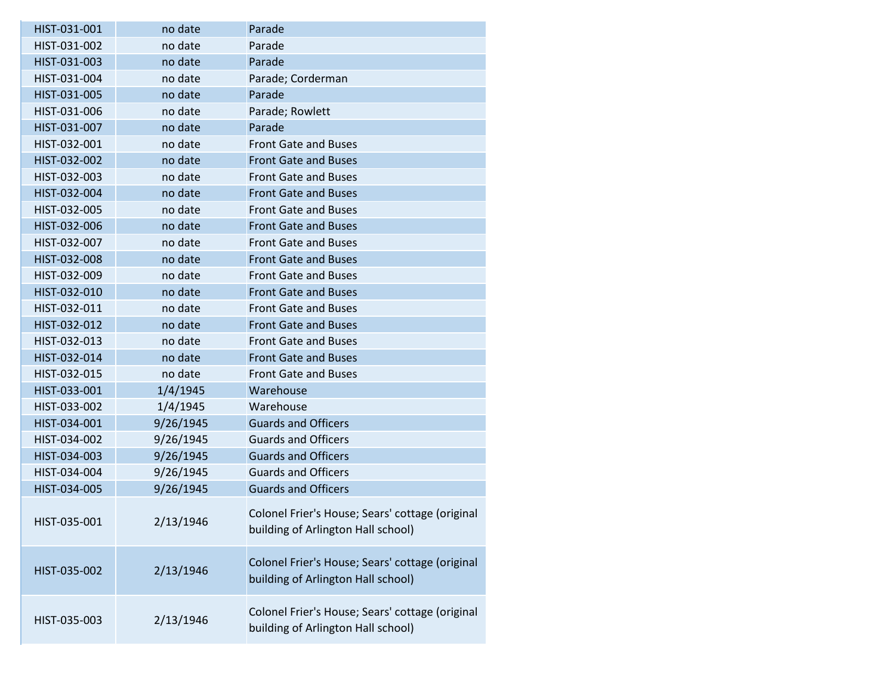| | | |
|---|---|---|
| HIST-031-001 | no date | Parade |
| HIST-031-002 | no date | Parade |
| HIST-031-003 | no date | Parade |
| HIST-031-004 | no date | Parade; Corderman |
| HIST-031-005 | no date | Parade |
| HIST-031-006 | no date | Parade; Rowlett |
| HIST-031-007 | no date | Parade |
| HIST-032-001 | no date | Front Gate and Buses |
| HIST-032-002 | no date | Front Gate and Buses |
| HIST-032-003 | no date | Front Gate and Buses |
| HIST-032-004 | no date | Front Gate and Buses |
| HIST-032-005 | no date | Front Gate and Buses |
| HIST-032-006 | no date | Front Gate and Buses |
| HIST-032-007 | no date | Front Gate and Buses |
| HIST-032-008 | no date | Front Gate and Buses |
| HIST-032-009 | no date | Front Gate and Buses |
| HIST-032-010 | no date | Front Gate and Buses |
| HIST-032-011 | no date | Front Gate and Buses |
| HIST-032-012 | no date | Front Gate and Buses |
| HIST-032-013 | no date | Front Gate and Buses |
| HIST-032-014 | no date | Front Gate and Buses |
| HIST-032-015 | no date | Front Gate and Buses |
| HIST-033-001 | 1/4/1945 | Warehouse |
| HIST-033-002 | 1/4/1945 | Warehouse |
| HIST-034-001 | 9/26/1945 | Guards and Officers |
| HIST-034-002 | 9/26/1945 | Guards and Officers |
| HIST-034-003 | 9/26/1945 | Guards and Officers |
| HIST-034-004 | 9/26/1945 | Guards and Officers |
| HIST-034-005 | 9/26/1945 | Guards and Officers |
| HIST-035-001 | 2/13/1946 | Colonel Frier's House; Sears' cottage (original building of Arlington Hall school) |
| HIST-035-002 | 2/13/1946 | Colonel Frier's House; Sears' cottage (original building of Arlington Hall school) |
| HIST-035-003 | 2/13/1946 | Colonel Frier's House; Sears' cottage (original building of Arlington Hall school) |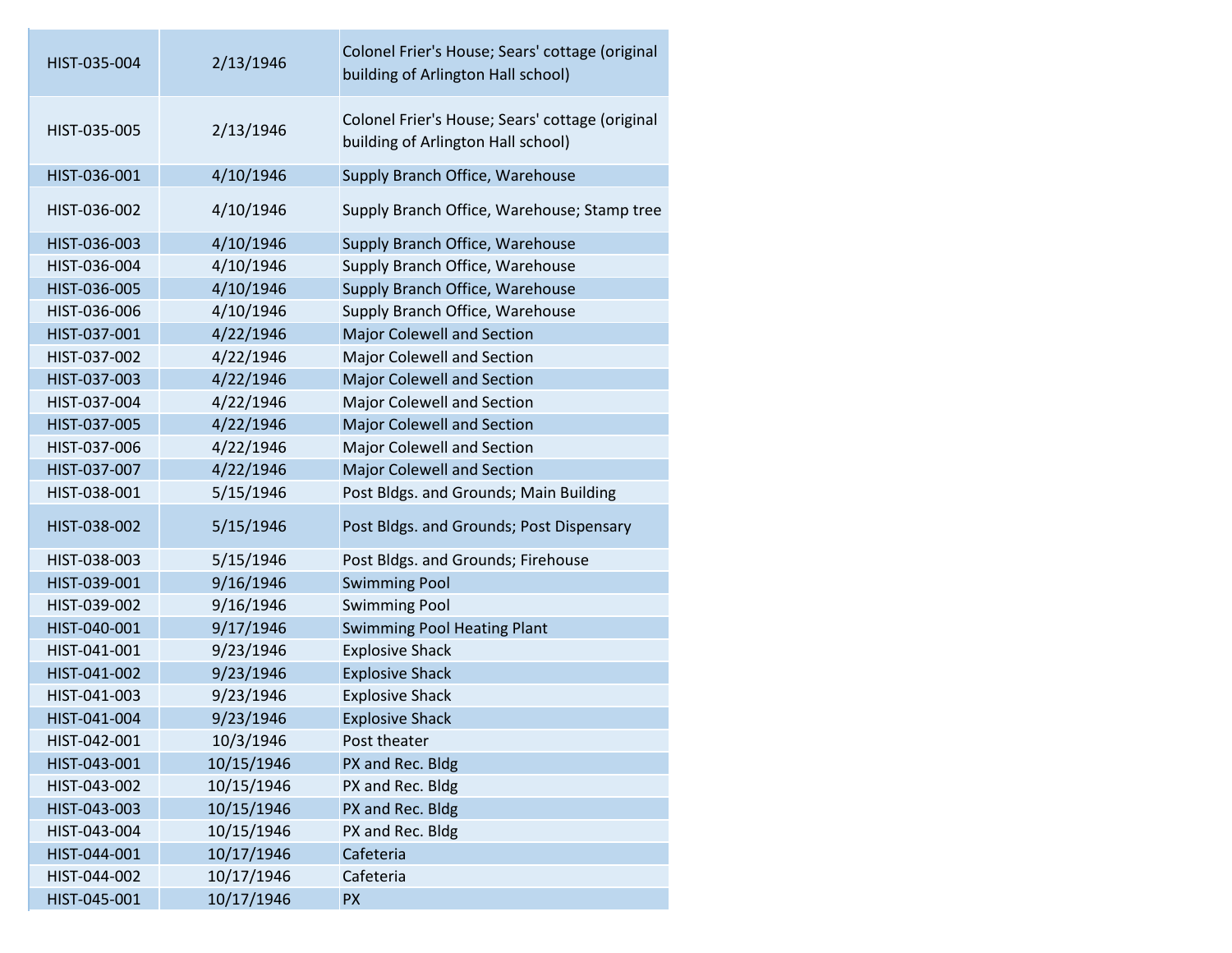| | | |
|---|---|---|
| HIST-035-004 | 2/13/1946 | Colonel Frier's House; Sears' cottage (original building of Arlington Hall school) |
| HIST-035-005 | 2/13/1946 | Colonel Frier's House; Sears' cottage (original building of Arlington Hall school) |
| HIST-036-001 | 4/10/1946 | Supply Branch Office, Warehouse |
| HIST-036-002 | 4/10/1946 | Supply Branch Office, Warehouse; Stamp tree |
| HIST-036-003 | 4/10/1946 | Supply Branch Office, Warehouse |
| HIST-036-004 | 4/10/1946 | Supply Branch Office, Warehouse |
| HIST-036-005 | 4/10/1946 | Supply Branch Office, Warehouse |
| HIST-036-006 | 4/10/1946 | Supply Branch Office, Warehouse |
| HIST-037-001 | 4/22/1946 | Major Colewell and Section |
| HIST-037-002 | 4/22/1946 | Major Colewell and Section |
| HIST-037-003 | 4/22/1946 | Major Colewell and Section |
| HIST-037-004 | 4/22/1946 | Major Colewell and Section |
| HIST-037-005 | 4/22/1946 | Major Colewell and Section |
| HIST-037-006 | 4/22/1946 | Major Colewell and Section |
| HIST-037-007 | 4/22/1946 | Major Colewell and Section |
| HIST-038-001 | 5/15/1946 | Post Bldgs. and Grounds; Main Building |
| HIST-038-002 | 5/15/1946 | Post Bldgs. and Grounds; Post Dispensary |
| HIST-038-003 | 5/15/1946 | Post Bldgs. and Grounds; Firehouse |
| HIST-039-001 | 9/16/1946 | Swimming Pool |
| HIST-039-002 | 9/16/1946 | Swimming Pool |
| HIST-040-001 | 9/17/1946 | Swimming Pool Heating Plant |
| HIST-041-001 | 9/23/1946 | Explosive Shack |
| HIST-041-002 | 9/23/1946 | Explosive Shack |
| HIST-041-003 | 9/23/1946 | Explosive Shack |
| HIST-041-004 | 9/23/1946 | Explosive Shack |
| HIST-042-001 | 10/3/1946 | Post theater |
| HIST-043-001 | 10/15/1946 | PX and Rec. Bldg |
| HIST-043-002 | 10/15/1946 | PX and Rec. Bldg |
| HIST-043-003 | 10/15/1946 | PX and Rec. Bldg |
| HIST-043-004 | 10/15/1946 | PX and Rec. Bldg |
| HIST-044-001 | 10/17/1946 | Cafeteria |
| HIST-044-002 | 10/17/1946 | Cafeteria |
| HIST-045-001 | 10/17/1946 | PX |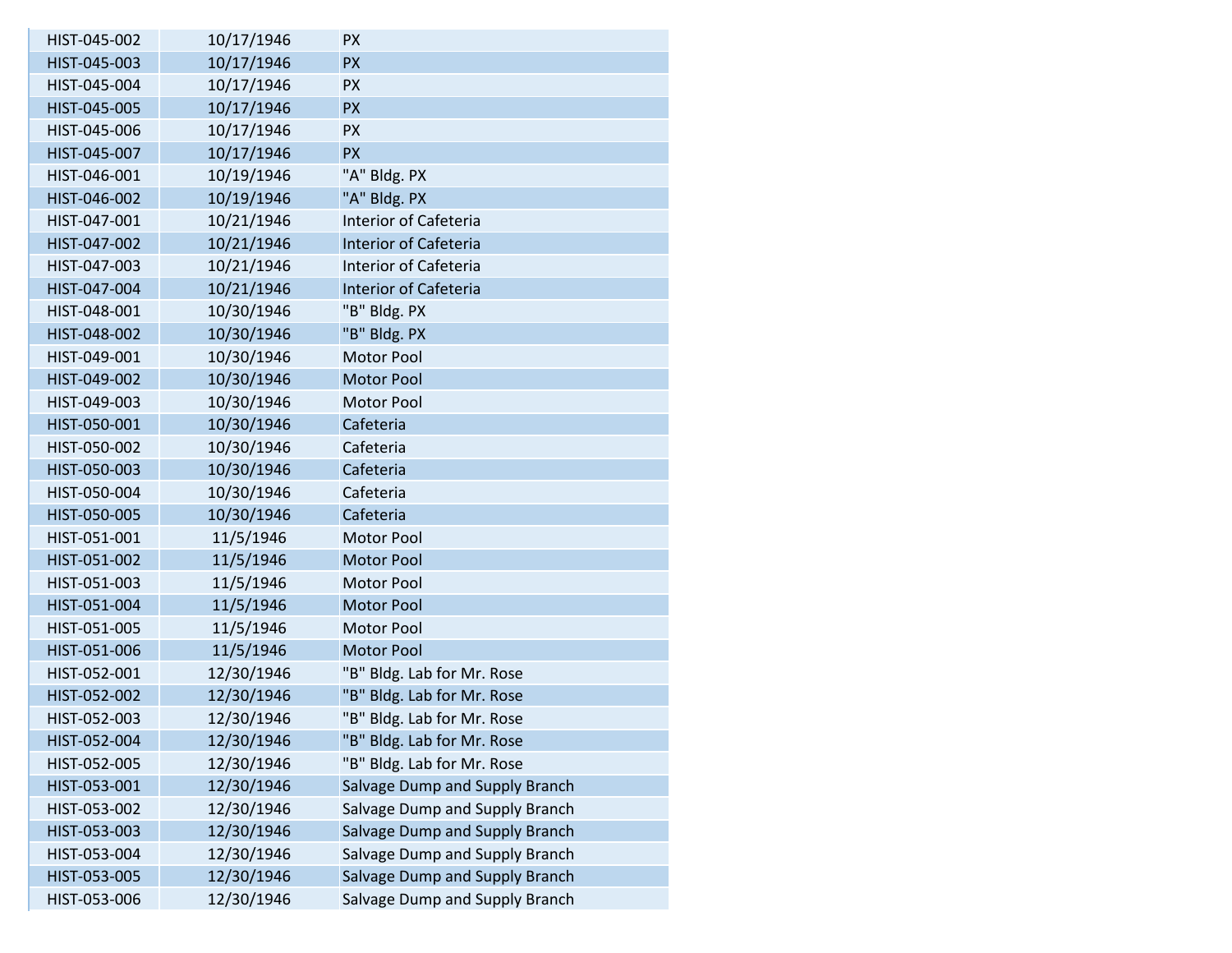| | | |
|---|---|---|
| HIST-045-002 | 10/17/1946 | PX |
| HIST-045-003 | 10/17/1946 | PX |
| HIST-045-004 | 10/17/1946 | PX |
| HIST-045-005 | 10/17/1946 | PX |
| HIST-045-006 | 10/17/1946 | PX |
| HIST-045-007 | 10/17/1946 | PX |
| HIST-046-001 | 10/19/1946 | "A" Bldg. PX |
| HIST-046-002 | 10/19/1946 | "A" Bldg. PX |
| HIST-047-001 | 10/21/1946 | Interior of Cafeteria |
| HIST-047-002 | 10/21/1946 | Interior of Cafeteria |
| HIST-047-003 | 10/21/1946 | Interior of Cafeteria |
| HIST-047-004 | 10/21/1946 | Interior of Cafeteria |
| HIST-048-001 | 10/30/1946 | "B" Bldg. PX |
| HIST-048-002 | 10/30/1946 | "B" Bldg. PX |
| HIST-049-001 | 10/30/1946 | Motor Pool |
| HIST-049-002 | 10/30/1946 | Motor Pool |
| HIST-049-003 | 10/30/1946 | Motor Pool |
| HIST-050-001 | 10/30/1946 | Cafeteria |
| HIST-050-002 | 10/30/1946 | Cafeteria |
| HIST-050-003 | 10/30/1946 | Cafeteria |
| HIST-050-004 | 10/30/1946 | Cafeteria |
| HIST-050-005 | 10/30/1946 | Cafeteria |
| HIST-051-001 | 11/5/1946 | Motor Pool |
| HIST-051-002 | 11/5/1946 | Motor Pool |
| HIST-051-003 | 11/5/1946 | Motor Pool |
| HIST-051-004 | 11/5/1946 | Motor Pool |
| HIST-051-005 | 11/5/1946 | Motor Pool |
| HIST-051-006 | 11/5/1946 | Motor Pool |
| HIST-052-001 | 12/30/1946 | "B" Bldg. Lab for Mr. Rose |
| HIST-052-002 | 12/30/1946 | "B" Bldg. Lab for Mr. Rose |
| HIST-052-003 | 12/30/1946 | "B" Bldg. Lab for Mr. Rose |
| HIST-052-004 | 12/30/1946 | "B" Bldg. Lab for Mr. Rose |
| HIST-052-005 | 12/30/1946 | "B" Bldg. Lab for Mr. Rose |
| HIST-053-001 | 12/30/1946 | Salvage Dump and Supply Branch |
| HIST-053-002 | 12/30/1946 | Salvage Dump and Supply Branch |
| HIST-053-003 | 12/30/1946 | Salvage Dump and Supply Branch |
| HIST-053-004 | 12/30/1946 | Salvage Dump and Supply Branch |
| HIST-053-005 | 12/30/1946 | Salvage Dump and Supply Branch |
| HIST-053-006 | 12/30/1946 | Salvage Dump and Supply Branch |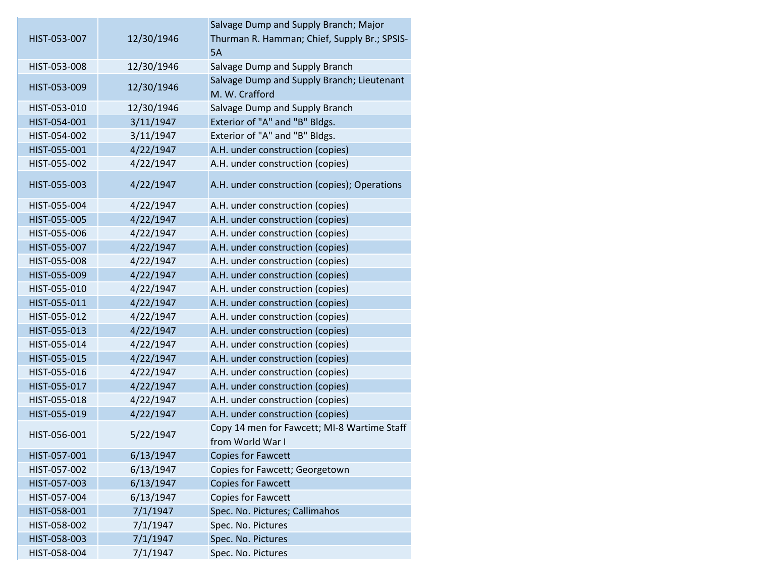| | | |
|---|---|---|
| HIST-053-007 | 12/30/1946 | Salvage Dump and Supply Branch; Major Thurman R. Hamman; Chief, Supply Br.; SPSIS-5A |
| HIST-053-008 | 12/30/1946 | Salvage Dump and Supply Branch |
| HIST-053-009 | 12/30/1946 | Salvage Dump and Supply Branch; Lieutenant M. W. Crafford |
| HIST-053-010 | 12/30/1946 | Salvage Dump and Supply Branch |
| HIST-054-001 | 3/11/1947 | Exterior of "A" and "B" Bldgs. |
| HIST-054-002 | 3/11/1947 | Exterior of "A" and "B" Bldgs. |
| HIST-055-001 | 4/22/1947 | A.H. under construction (copies) |
| HIST-055-002 | 4/22/1947 | A.H. under construction (copies) |
| HIST-055-003 | 4/22/1947 | A.H. under construction (copies); Operations |
| HIST-055-004 | 4/22/1947 | A.H. under construction (copies) |
| HIST-055-005 | 4/22/1947 | A.H. under construction (copies) |
| HIST-055-006 | 4/22/1947 | A.H. under construction (copies) |
| HIST-055-007 | 4/22/1947 | A.H. under construction (copies) |
| HIST-055-008 | 4/22/1947 | A.H. under construction (copies) |
| HIST-055-009 | 4/22/1947 | A.H. under construction (copies) |
| HIST-055-010 | 4/22/1947 | A.H. under construction (copies) |
| HIST-055-011 | 4/22/1947 | A.H. under construction (copies) |
| HIST-055-012 | 4/22/1947 | A.H. under construction (copies) |
| HIST-055-013 | 4/22/1947 | A.H. under construction (copies) |
| HIST-055-014 | 4/22/1947 | A.H. under construction (copies) |
| HIST-055-015 | 4/22/1947 | A.H. under construction (copies) |
| HIST-055-016 | 4/22/1947 | A.H. under construction (copies) |
| HIST-055-017 | 4/22/1947 | A.H. under construction (copies) |
| HIST-055-018 | 4/22/1947 | A.H. under construction (copies) |
| HIST-055-019 | 4/22/1947 | A.H. under construction (copies) |
| HIST-056-001 | 5/22/1947 | Copy 14 men for Fawcett; MI-8 Wartime Staff from World War I |
| HIST-057-001 | 6/13/1947 | Copies for Fawcett |
| HIST-057-002 | 6/13/1947 | Copies for Fawcett; Georgetown |
| HIST-057-003 | 6/13/1947 | Copies for Fawcett |
| HIST-057-004 | 6/13/1947 | Copies for Fawcett |
| HIST-058-001 | 7/1/1947 | Spec. No. Pictures; Callimahos |
| HIST-058-002 | 7/1/1947 | Spec. No. Pictures |
| HIST-058-003 | 7/1/1947 | Spec. No. Pictures |
| HIST-058-004 | 7/1/1947 | Spec. No. Pictures |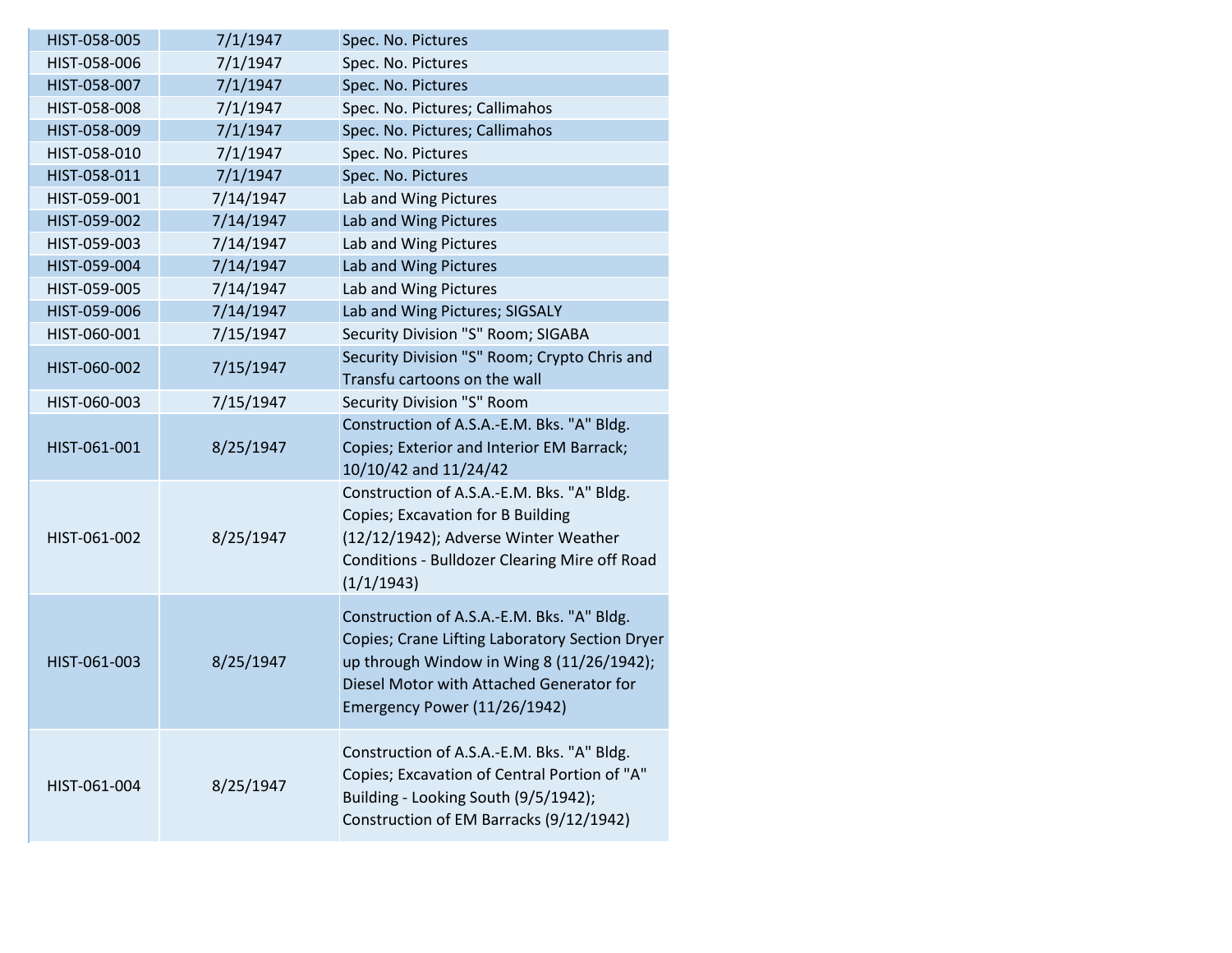| | | |
|---|---|---|
| HIST-058-005 | 7/1/1947 | Spec. No. Pictures |
| HIST-058-006 | 7/1/1947 | Spec. No. Pictures |
| HIST-058-007 | 7/1/1947 | Spec. No. Pictures |
| HIST-058-008 | 7/1/1947 | Spec. No. Pictures; Callimahos |
| HIST-058-009 | 7/1/1947 | Spec. No. Pictures; Callimahos |
| HIST-058-010 | 7/1/1947 | Spec. No. Pictures |
| HIST-058-011 | 7/1/1947 | Spec. No. Pictures |
| HIST-059-001 | 7/14/1947 | Lab and Wing Pictures |
| HIST-059-002 | 7/14/1947 | Lab and Wing Pictures |
| HIST-059-003 | 7/14/1947 | Lab and Wing Pictures |
| HIST-059-004 | 7/14/1947 | Lab and Wing Pictures |
| HIST-059-005 | 7/14/1947 | Lab and Wing Pictures |
| HIST-059-006 | 7/14/1947 | Lab and Wing Pictures; SIGSALY |
| HIST-060-001 | 7/15/1947 | Security Division "S" Room; SIGABA |
| HIST-060-002 | 7/15/1947 | Security Division "S" Room; Crypto Chris and Transfu cartoons on the wall |
| HIST-060-003 | 7/15/1947 | Security Division "S" Room |
| HIST-061-001 | 8/25/1947 | Construction of A.S.A.-E.M. Bks. "A" Bldg. Copies; Exterior and Interior EM Barrack; 10/10/42 and 11/24/42 |
| HIST-061-002 | 8/25/1947 | Construction of A.S.A.-E.M. Bks. "A" Bldg. Copies; Excavation for B Building (12/12/1942); Adverse Winter Weather Conditions - Bulldozer Clearing Mire off Road (1/1/1943) |
| HIST-061-003 | 8/25/1947 | Construction of A.S.A.-E.M. Bks. "A" Bldg. Copies; Crane Lifting Laboratory Section Dryer up through Window in Wing 8 (11/26/1942); Diesel Motor with Attached Generator for Emergency Power (11/26/1942) |
| HIST-061-004 | 8/25/1947 | Construction of A.S.A.-E.M. Bks. "A" Bldg. Copies; Excavation of Central Portion of "A" Building - Looking South (9/5/1942); Construction of EM Barracks (9/12/1942) |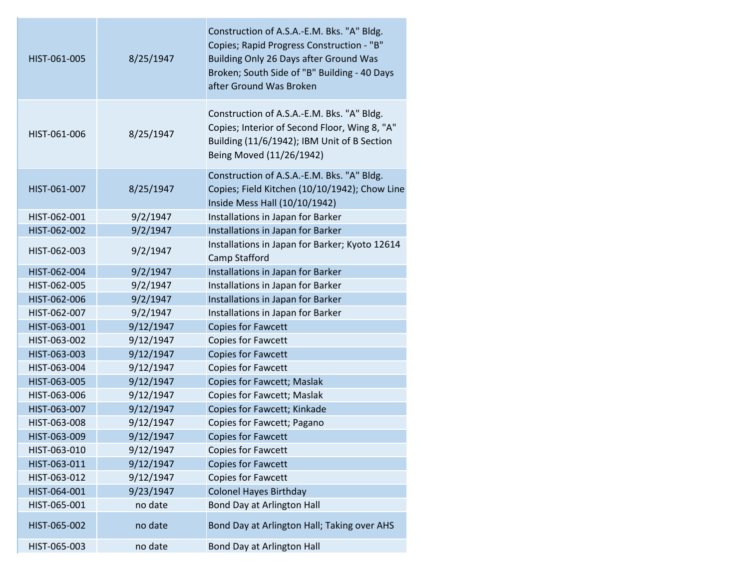| | | |
|---|---|---|
| HIST-061-005 | 8/25/1947 | Construction of A.S.A.-E.M. Bks. "A" Bldg. Copies; Rapid Progress Construction - "B" Building Only 26 Days after Ground Was Broken; South Side of "B" Building - 40 Days after Ground Was Broken |
| HIST-061-006 | 8/25/1947 | Construction of A.S.A.-E.M. Bks. "A" Bldg. Copies; Interior of Second Floor, Wing 8, "A" Building (11/6/1942); IBM Unit of B Section Being Moved (11/26/1942) |
| HIST-061-007 | 8/25/1947 | Construction of A.S.A.-E.M. Bks. "A" Bldg. Copies; Field Kitchen (10/10/1942); Chow Line Inside Mess Hall (10/10/1942) |
| HIST-062-001 | 9/2/1947 | Installations in Japan for Barker |
| HIST-062-002 | 9/2/1947 | Installations in Japan for Barker |
| HIST-062-003 | 9/2/1947 | Installations in Japan for Barker; Kyoto 12614 Camp Stafford |
| HIST-062-004 | 9/2/1947 | Installations in Japan for Barker |
| HIST-062-005 | 9/2/1947 | Installations in Japan for Barker |
| HIST-062-006 | 9/2/1947 | Installations in Japan for Barker |
| HIST-062-007 | 9/2/1947 | Installations in Japan for Barker |
| HIST-063-001 | 9/12/1947 | Copies for Fawcett |
| HIST-063-002 | 9/12/1947 | Copies for Fawcett |
| HIST-063-003 | 9/12/1947 | Copies for Fawcett |
| HIST-063-004 | 9/12/1947 | Copies for Fawcett |
| HIST-063-005 | 9/12/1947 | Copies for Fawcett; Maslak |
| HIST-063-006 | 9/12/1947 | Copies for Fawcett; Maslak |
| HIST-063-007 | 9/12/1947 | Copies for Fawcett; Kinkade |
| HIST-063-008 | 9/12/1947 | Copies for Fawcett; Pagano |
| HIST-063-009 | 9/12/1947 | Copies for Fawcett |
| HIST-063-010 | 9/12/1947 | Copies for Fawcett |
| HIST-063-011 | 9/12/1947 | Copies for Fawcett |
| HIST-063-012 | 9/12/1947 | Copies for Fawcett |
| HIST-064-001 | 9/23/1947 | Colonel Hayes Birthday |
| HIST-065-001 | no date | Bond Day at Arlington Hall |
| HIST-065-002 | no date | Bond Day at Arlington Hall; Taking over AHS |
| HIST-065-003 | no date | Bond Day at Arlington Hall |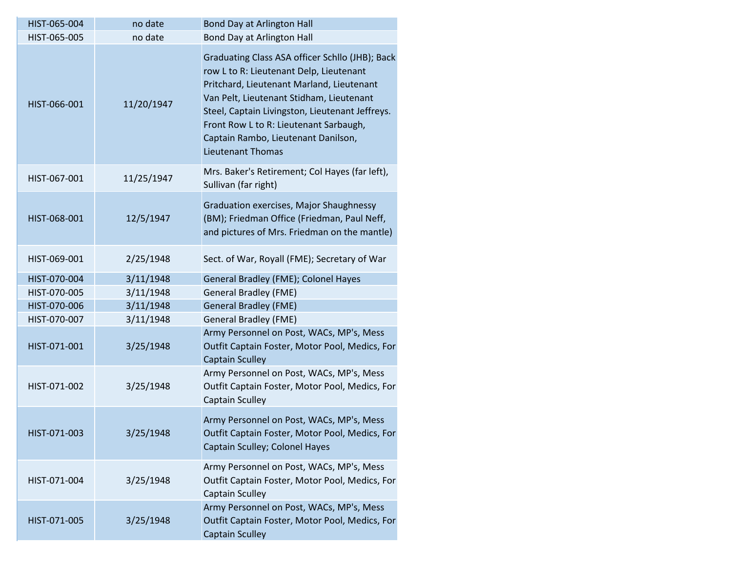| HIST-065-004 | no date | Bond Day at Arlington Hall |
|---|---|---|
| HIST-065-005 | no date | Bond Day at Arlington Hall |
| HIST-066-001 | 11/20/1947 | Graduating Class ASA officer Schllo (JHB); Back row L to R: Lieutenant Delp, Lieutenant Pritchard, Lieutenant Marland, Lieutenant Van Pelt, Lieutenant Stidham, Lieutenant Steel, Captain Livingston, Lieutenant Jeffreys. Front Row L to R: Lieutenant Sarbaugh, Captain Rambo, Lieutenant Danilson, Lieutenant Thomas |
| HIST-067-001 | 11/25/1947 | Mrs. Baker's Retirement; Col Hayes (far left), Sullivan (far right) |
| HIST-068-001 | 12/5/1947 | Graduation exercises, Major Shaughnessy (BM); Friedman Office (Friedman, Paul Neff, and pictures of Mrs. Friedman on the mantle) |
| HIST-069-001 | 2/25/1948 | Sect. of War, Royall (FME); Secretary of War |
| HIST-070-004 | 3/11/1948 | General Bradley (FME); Colonel Hayes |
| HIST-070-005 | 3/11/1948 | General Bradley (FME) |
| HIST-070-006 | 3/11/1948 | General Bradley (FME) |
| HIST-070-007 | 3/11/1948 | General Bradley (FME) |
| HIST-071-001 | 3/25/1948 | Army Personnel on Post, WACs, MP's, Mess Outfit Captain Foster, Motor Pool, Medics, For Captain Sculley |
| HIST-071-002 | 3/25/1948 | Army Personnel on Post, WACs, MP's, Mess Outfit Captain Foster, Motor Pool, Medics, For Captain Sculley |
| HIST-071-003 | 3/25/1948 | Army Personnel on Post, WACs, MP's, Mess Outfit Captain Foster, Motor Pool, Medics, For Captain Sculley; Colonel Hayes |
| HIST-071-004 | 3/25/1948 | Army Personnel on Post, WACs, MP's, Mess Outfit Captain Foster, Motor Pool, Medics, For Captain Sculley |
| HIST-071-005 | 3/25/1948 | Army Personnel on Post, WACs, MP's, Mess Outfit Captain Foster, Motor Pool, Medics, For Captain Sculley |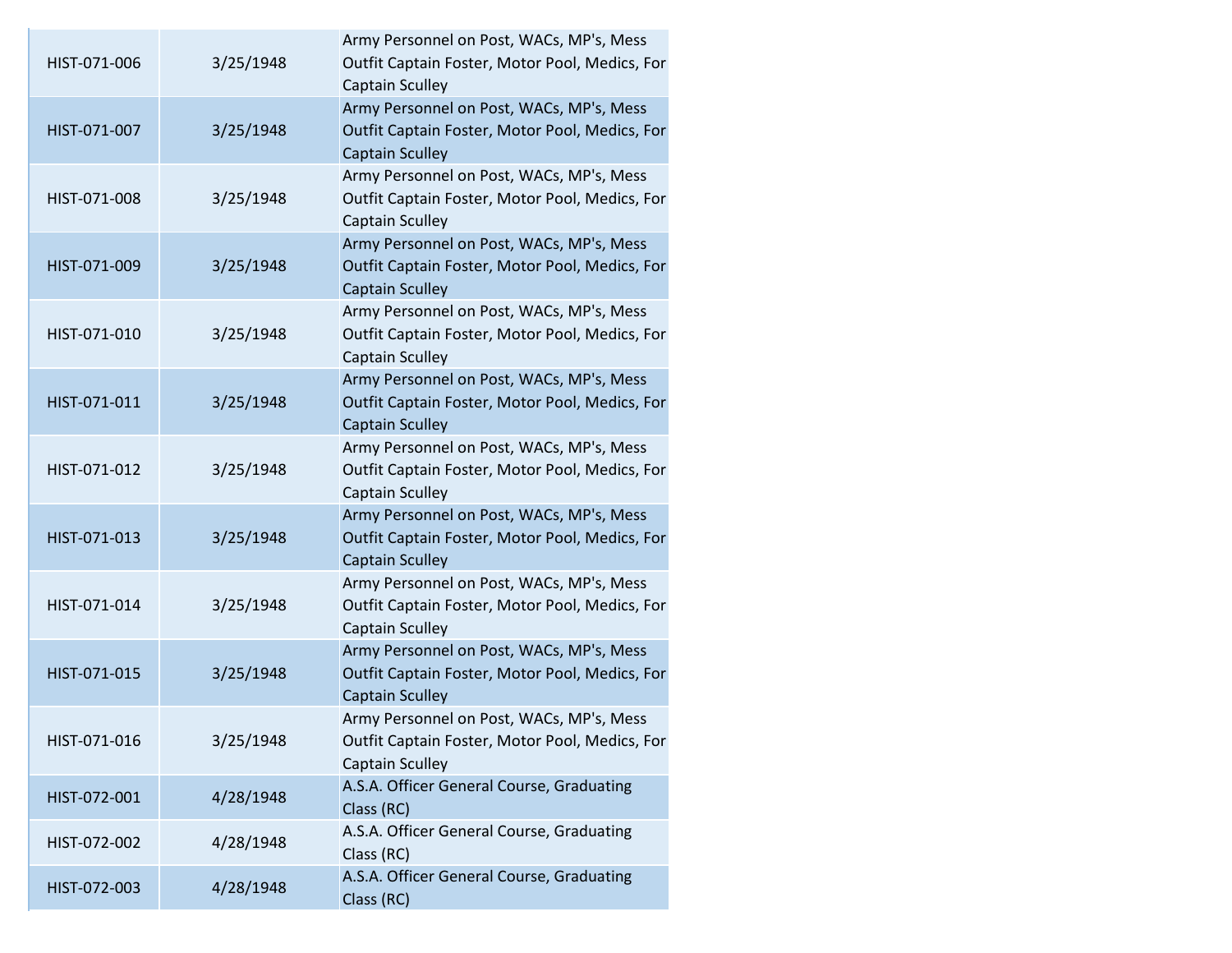| | | |
|---|---|---|
| HIST-071-006 | 3/25/1948 | Army Personnel on Post, WACs, MP's, Mess Outfit Captain Foster, Motor Pool, Medics, For Captain Sculley |
| HIST-071-007 | 3/25/1948 | Army Personnel on Post, WACs, MP's, Mess Outfit Captain Foster, Motor Pool, Medics, For Captain Sculley |
| HIST-071-008 | 3/25/1948 | Army Personnel on Post, WACs, MP's, Mess Outfit Captain Foster, Motor Pool, Medics, For Captain Sculley |
| HIST-071-009 | 3/25/1948 | Army Personnel on Post, WACs, MP's, Mess Outfit Captain Foster, Motor Pool, Medics, For Captain Sculley |
| HIST-071-010 | 3/25/1948 | Army Personnel on Post, WACs, MP's, Mess Outfit Captain Foster, Motor Pool, Medics, For Captain Sculley |
| HIST-071-011 | 3/25/1948 | Army Personnel on Post, WACs, MP's, Mess Outfit Captain Foster, Motor Pool, Medics, For Captain Sculley |
| HIST-071-012 | 3/25/1948 | Army Personnel on Post, WACs, MP's, Mess Outfit Captain Foster, Motor Pool, Medics, For Captain Sculley |
| HIST-071-013 | 3/25/1948 | Army Personnel on Post, WACs, MP's, Mess Outfit Captain Foster, Motor Pool, Medics, For Captain Sculley |
| HIST-071-014 | 3/25/1948 | Army Personnel on Post, WACs, MP's, Mess Outfit Captain Foster, Motor Pool, Medics, For Captain Sculley |
| HIST-071-015 | 3/25/1948 | Army Personnel on Post, WACs, MP's, Mess Outfit Captain Foster, Motor Pool, Medics, For Captain Sculley |
| HIST-071-016 | 3/25/1948 | Army Personnel on Post, WACs, MP's, Mess Outfit Captain Foster, Motor Pool, Medics, For Captain Sculley |
| HIST-072-001 | 4/28/1948 | A.S.A. Officer General Course, Graduating Class (RC) |
| HIST-072-002 | 4/28/1948 | A.S.A. Officer General Course, Graduating Class (RC) |
| HIST-072-003 | 4/28/1948 | A.S.A. Officer General Course, Graduating Class (RC) |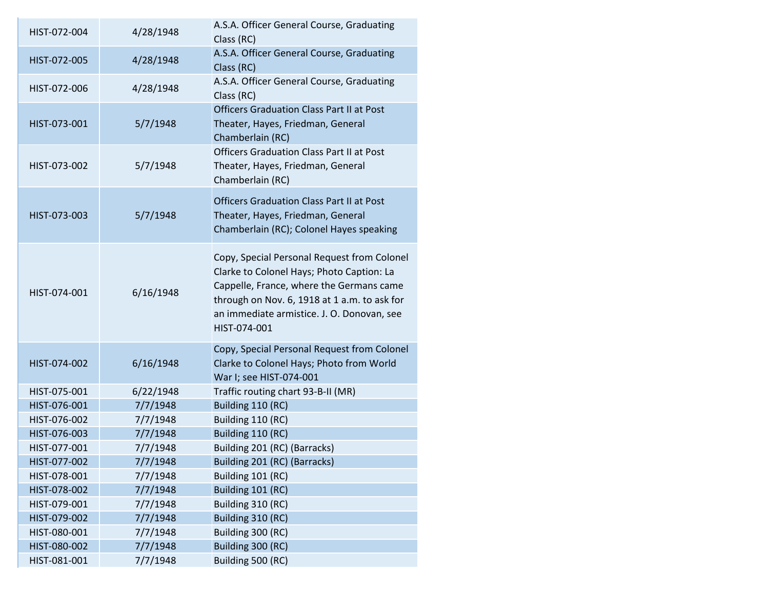| | | |
|---|---|---|
| HIST-072-004 | 4/28/1948 | A.S.A. Officer General Course, Graduating Class (RC) |
| HIST-072-005 | 4/28/1948 | A.S.A. Officer General Course, Graduating Class (RC) |
| HIST-072-006 | 4/28/1948 | A.S.A. Officer General Course, Graduating Class (RC) |
| HIST-073-001 | 5/7/1948 | Officers Graduation Class Part II at Post Theater, Hayes, Friedman, General Chamberlain (RC) |
| HIST-073-002 | 5/7/1948 | Officers Graduation Class Part II at Post Theater, Hayes, Friedman, General Chamberlain (RC) |
| HIST-073-003 | 5/7/1948 | Officers Graduation Class Part II at Post Theater, Hayes, Friedman, General Chamberlain (RC); Colonel Hayes speaking |
| HIST-074-001 | 6/16/1948 | Copy, Special Personal Request from Colonel Clarke to Colonel Hays; Photo Caption: La Cappelle, France, where the Germans came through on Nov. 6, 1918 at 1 a.m. to ask for an immediate armistice. J. O. Donovan, see HIST-074-001 |
| HIST-074-002 | 6/16/1948 | Copy, Special Personal Request from Colonel Clarke to Colonel Hays; Photo from World War I; see HIST-074-001 |
| HIST-075-001 | 6/22/1948 | Traffic routing chart 93-B-II (MR) |
| HIST-076-001 | 7/7/1948 | Building 110 (RC) |
| HIST-076-002 | 7/7/1948 | Building 110 (RC) |
| HIST-076-003 | 7/7/1948 | Building 110 (RC) |
| HIST-077-001 | 7/7/1948 | Building 201 (RC) (Barracks) |
| HIST-077-002 | 7/7/1948 | Building 201 (RC) (Barracks) |
| HIST-078-001 | 7/7/1948 | Building 101 (RC) |
| HIST-078-002 | 7/7/1948 | Building 101 (RC) |
| HIST-079-001 | 7/7/1948 | Building 310 (RC) |
| HIST-079-002 | 7/7/1948 | Building 310 (RC) |
| HIST-080-001 | 7/7/1948 | Building 300 (RC) |
| HIST-080-002 | 7/7/1948 | Building 300 (RC) |
| HIST-081-001 | 7/7/1948 | Building 500 (RC) |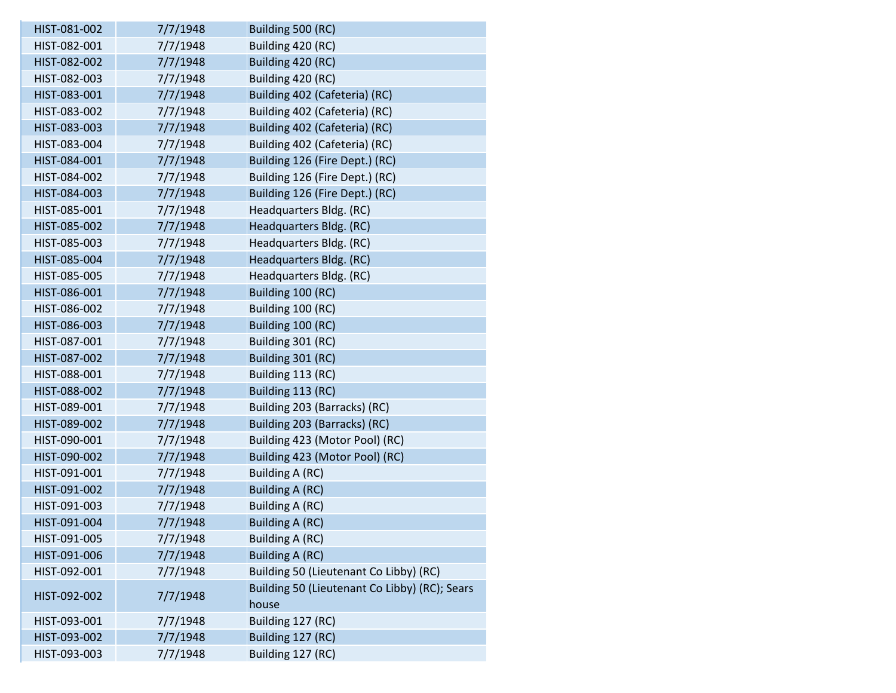| | | |
|---|---|---|
| HIST-081-002 | 7/7/1948 | Building 500 (RC) |
| HIST-082-001 | 7/7/1948 | Building 420 (RC) |
| HIST-082-002 | 7/7/1948 | Building 420 (RC) |
| HIST-082-003 | 7/7/1948 | Building 420 (RC) |
| HIST-083-001 | 7/7/1948 | Building 402 (Cafeteria) (RC) |
| HIST-083-002 | 7/7/1948 | Building 402 (Cafeteria) (RC) |
| HIST-083-003 | 7/7/1948 | Building 402 (Cafeteria) (RC) |
| HIST-083-004 | 7/7/1948 | Building 402 (Cafeteria) (RC) |
| HIST-084-001 | 7/7/1948 | Building 126 (Fire Dept.) (RC) |
| HIST-084-002 | 7/7/1948 | Building 126 (Fire Dept.) (RC) |
| HIST-084-003 | 7/7/1948 | Building 126 (Fire Dept.) (RC) |
| HIST-085-001 | 7/7/1948 | Headquarters Bldg. (RC) |
| HIST-085-002 | 7/7/1948 | Headquarters Bldg. (RC) |
| HIST-085-003 | 7/7/1948 | Headquarters Bldg. (RC) |
| HIST-085-004 | 7/7/1948 | Headquarters Bldg. (RC) |
| HIST-085-005 | 7/7/1948 | Headquarters Bldg. (RC) |
| HIST-086-001 | 7/7/1948 | Building 100 (RC) |
| HIST-086-002 | 7/7/1948 | Building 100 (RC) |
| HIST-086-003 | 7/7/1948 | Building 100 (RC) |
| HIST-087-001 | 7/7/1948 | Building 301 (RC) |
| HIST-087-002 | 7/7/1948 | Building 301 (RC) |
| HIST-088-001 | 7/7/1948 | Building 113 (RC) |
| HIST-088-002 | 7/7/1948 | Building 113 (RC) |
| HIST-089-001 | 7/7/1948 | Building 203 (Barracks) (RC) |
| HIST-089-002 | 7/7/1948 | Building 203 (Barracks) (RC) |
| HIST-090-001 | 7/7/1948 | Building 423 (Motor Pool) (RC) |
| HIST-090-002 | 7/7/1948 | Building 423 (Motor Pool) (RC) |
| HIST-091-001 | 7/7/1948 | Building A (RC) |
| HIST-091-002 | 7/7/1948 | Building A (RC) |
| HIST-091-003 | 7/7/1948 | Building A (RC) |
| HIST-091-004 | 7/7/1948 | Building A (RC) |
| HIST-091-005 | 7/7/1948 | Building A (RC) |
| HIST-091-006 | 7/7/1948 | Building A (RC) |
| HIST-092-001 | 7/7/1948 | Building 50 (Lieutenant Co Libby) (RC) |
| HIST-092-002 | 7/7/1948 | Building 50 (Lieutenant Co Libby) (RC); Sears house |
| HIST-093-001 | 7/7/1948 | Building 127 (RC) |
| HIST-093-002 | 7/7/1948 | Building 127 (RC) |
| HIST-093-003 | 7/7/1948 | Building 127 (RC) |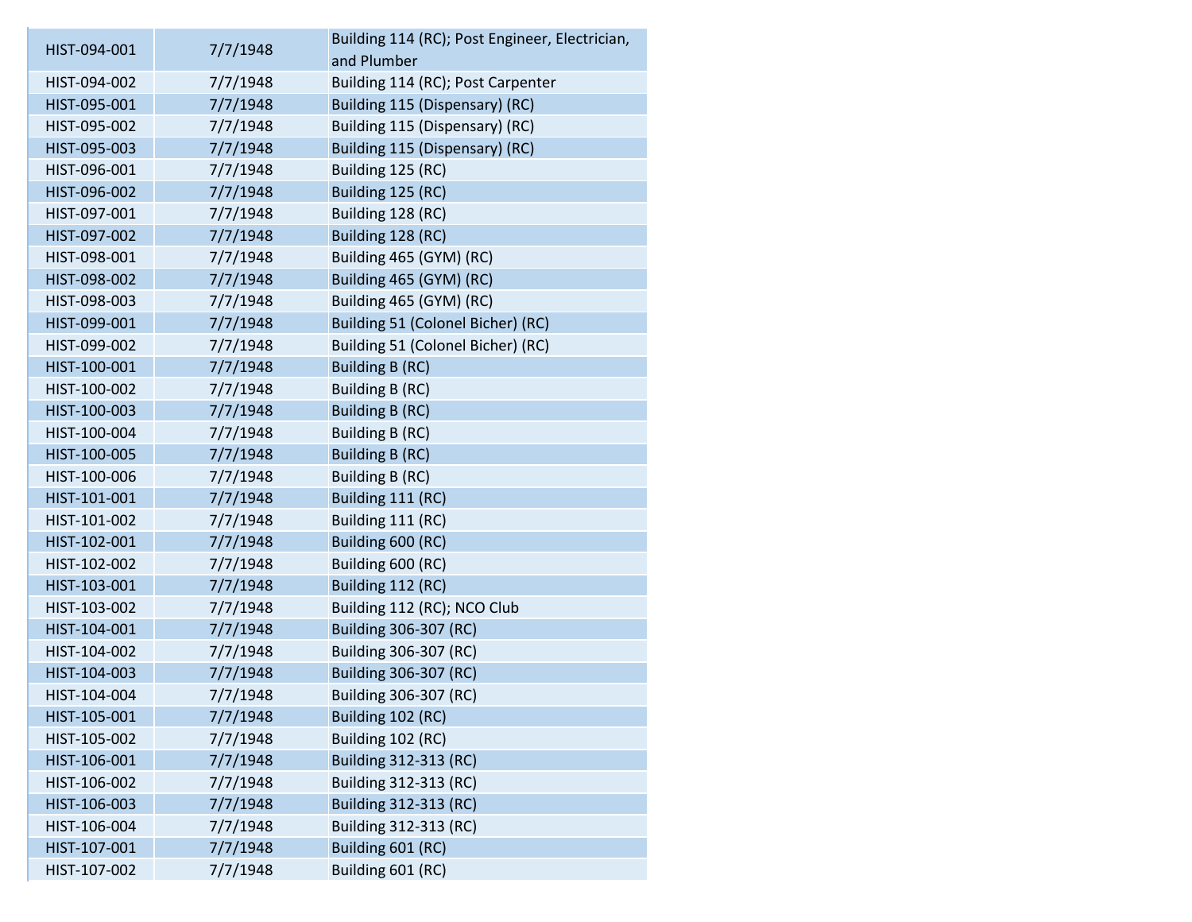| | | |
|---|---|---|
| HIST-094-001 | 7/7/1948 | Building 114 (RC); Post Engineer, Electrician, and Plumber |
| HIST-094-002 | 7/7/1948 | Building 114 (RC); Post Carpenter |
| HIST-095-001 | 7/7/1948 | Building 115 (Dispensary) (RC) |
| HIST-095-002 | 7/7/1948 | Building 115 (Dispensary) (RC) |
| HIST-095-003 | 7/7/1948 | Building 115 (Dispensary) (RC) |
| HIST-096-001 | 7/7/1948 | Building 125 (RC) |
| HIST-096-002 | 7/7/1948 | Building 125 (RC) |
| HIST-097-001 | 7/7/1948 | Building 128 (RC) |
| HIST-097-002 | 7/7/1948 | Building 128 (RC) |
| HIST-098-001 | 7/7/1948 | Building 465 (GYM) (RC) |
| HIST-098-002 | 7/7/1948 | Building 465 (GYM) (RC) |
| HIST-098-003 | 7/7/1948 | Building 465 (GYM) (RC) |
| HIST-099-001 | 7/7/1948 | Building 51 (Colonel Bicher) (RC) |
| HIST-099-002 | 7/7/1948 | Building 51 (Colonel Bicher) (RC) |
| HIST-100-001 | 7/7/1948 | Building B (RC) |
| HIST-100-002 | 7/7/1948 | Building B (RC) |
| HIST-100-003 | 7/7/1948 | Building B (RC) |
| HIST-100-004 | 7/7/1948 | Building B (RC) |
| HIST-100-005 | 7/7/1948 | Building B (RC) |
| HIST-100-006 | 7/7/1948 | Building B (RC) |
| HIST-101-001 | 7/7/1948 | Building 111 (RC) |
| HIST-101-002 | 7/7/1948 | Building 111 (RC) |
| HIST-102-001 | 7/7/1948 | Building 600 (RC) |
| HIST-102-002 | 7/7/1948 | Building 600 (RC) |
| HIST-103-001 | 7/7/1948 | Building 112 (RC) |
| HIST-103-002 | 7/7/1948 | Building 112 (RC); NCO Club |
| HIST-104-001 | 7/7/1948 | Building 306-307 (RC) |
| HIST-104-002 | 7/7/1948 | Building 306-307 (RC) |
| HIST-104-003 | 7/7/1948 | Building 306-307 (RC) |
| HIST-104-004 | 7/7/1948 | Building 306-307 (RC) |
| HIST-105-001 | 7/7/1948 | Building 102 (RC) |
| HIST-105-002 | 7/7/1948 | Building 102 (RC) |
| HIST-106-001 | 7/7/1948 | Building 312-313 (RC) |
| HIST-106-002 | 7/7/1948 | Building 312-313 (RC) |
| HIST-106-003 | 7/7/1948 | Building 312-313 (RC) |
| HIST-106-004 | 7/7/1948 | Building 312-313 (RC) |
| HIST-107-001 | 7/7/1948 | Building 601 (RC) |
| HIST-107-002 | 7/7/1948 | Building 601 (RC) |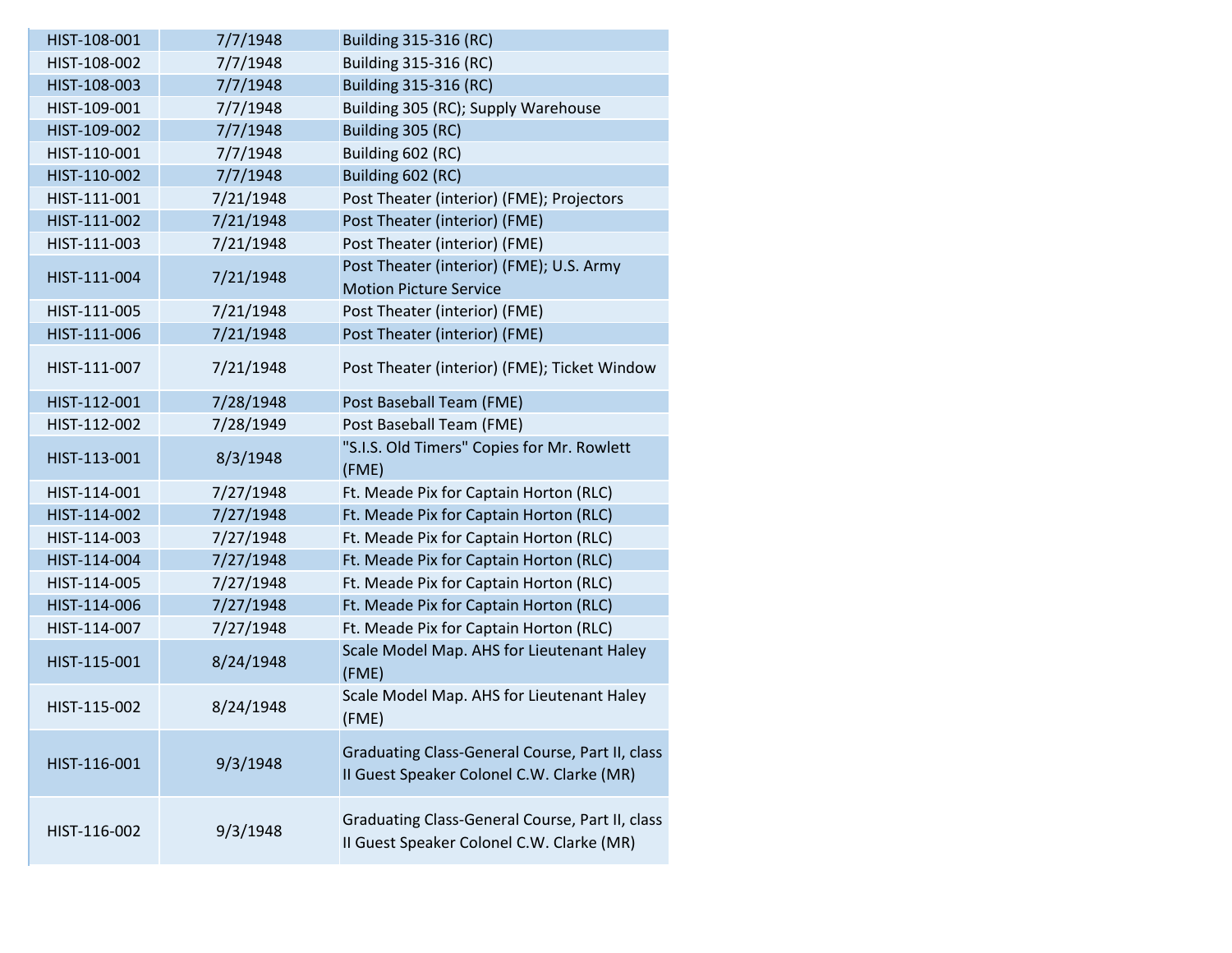| | | |
|---|---|---|
| HIST-108-001 | 7/7/1948 | Building 315-316 (RC) |
| HIST-108-002 | 7/7/1948 | Building 315-316 (RC) |
| HIST-108-003 | 7/7/1948 | Building 315-316 (RC) |
| HIST-109-001 | 7/7/1948 | Building 305 (RC); Supply Warehouse |
| HIST-109-002 | 7/7/1948 | Building 305 (RC) |
| HIST-110-001 | 7/7/1948 | Building 602 (RC) |
| HIST-110-002 | 7/7/1948 | Building 602 (RC) |
| HIST-111-001 | 7/21/1948 | Post Theater (interior) (FME); Projectors |
| HIST-111-002 | 7/21/1948 | Post Theater (interior) (FME) |
| HIST-111-003 | 7/21/1948 | Post Theater (interior) (FME) |
| HIST-111-004 | 7/21/1948 | Post Theater (interior) (FME); U.S. Army Motion Picture Service |
| HIST-111-005 | 7/21/1948 | Post Theater (interior) (FME) |
| HIST-111-006 | 7/21/1948 | Post Theater (interior) (FME) |
| HIST-111-007 | 7/21/1948 | Post Theater (interior) (FME); Ticket Window |
| HIST-112-001 | 7/28/1948 | Post Baseball Team (FME) |
| HIST-112-002 | 7/28/1949 | Post Baseball Team (FME) |
| HIST-113-001 | 8/3/1948 | "S.I.S. Old Timers" Copies for Mr. Rowlett (FME) |
| HIST-114-001 | 7/27/1948 | Ft. Meade Pix for Captain Horton (RLC) |
| HIST-114-002 | 7/27/1948 | Ft. Meade Pix for Captain Horton (RLC) |
| HIST-114-003 | 7/27/1948 | Ft. Meade Pix for Captain Horton (RLC) |
| HIST-114-004 | 7/27/1948 | Ft. Meade Pix for Captain Horton (RLC) |
| HIST-114-005 | 7/27/1948 | Ft. Meade Pix for Captain Horton (RLC) |
| HIST-114-006 | 7/27/1948 | Ft. Meade Pix for Captain Horton (RLC) |
| HIST-114-007 | 7/27/1948 | Ft. Meade Pix for Captain Horton (RLC) |
| HIST-115-001 | 8/24/1948 | Scale Model Map. AHS for Lieutenant Haley (FME) |
| HIST-115-002 | 8/24/1948 | Scale Model Map. AHS for Lieutenant Haley (FME) |
| HIST-116-001 | 9/3/1948 | Graduating Class-General Course, Part II, class II Guest Speaker Colonel C.W. Clarke (MR) |
| HIST-116-002 | 9/3/1948 | Graduating Class-General Course, Part II, class II Guest Speaker Colonel C.W. Clarke (MR) |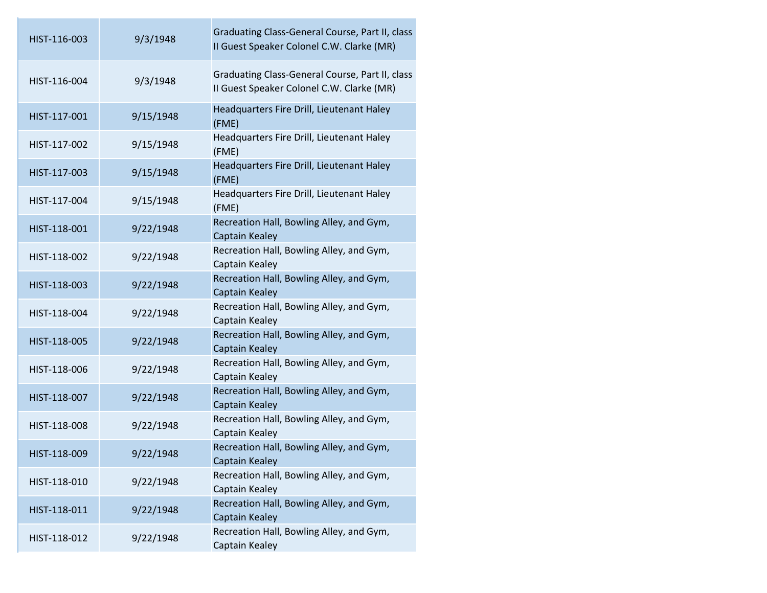| HIST-116-003 | 9/3/1948 | Graduating Class-General Course, Part II, class II Guest Speaker Colonel C.W. Clarke (MR) |
|---|---|---|
| HIST-116-004 | 9/3/1948 | Graduating Class-General Course, Part II, class II Guest Speaker Colonel C.W. Clarke (MR) |
| HIST-117-001 | 9/15/1948 | Headquarters Fire Drill, Lieutenant Haley (FME) |
| HIST-117-002 | 9/15/1948 | Headquarters Fire Drill, Lieutenant Haley (FME) |
| HIST-117-003 | 9/15/1948 | Headquarters Fire Drill, Lieutenant Haley (FME) |
| HIST-117-004 | 9/15/1948 | Headquarters Fire Drill, Lieutenant Haley (FME) |
| HIST-118-001 | 9/22/1948 | Recreation Hall, Bowling Alley, and Gym, Captain Kealey |
| HIST-118-002 | 9/22/1948 | Recreation Hall, Bowling Alley, and Gym, Captain Kealey |
| HIST-118-003 | 9/22/1948 | Recreation Hall, Bowling Alley, and Gym, Captain Kealey |
| HIST-118-004 | 9/22/1948 | Recreation Hall, Bowling Alley, and Gym, Captain Kealey |
| HIST-118-005 | 9/22/1948 | Recreation Hall, Bowling Alley, and Gym, Captain Kealey |
| HIST-118-006 | 9/22/1948 | Recreation Hall, Bowling Alley, and Gym, Captain Kealey |
| HIST-118-007 | 9/22/1948 | Recreation Hall, Bowling Alley, and Gym, Captain Kealey |
| HIST-118-008 | 9/22/1948 | Recreation Hall, Bowling Alley, and Gym, Captain Kealey |
| HIST-118-009 | 9/22/1948 | Recreation Hall, Bowling Alley, and Gym, Captain Kealey |
| HIST-118-010 | 9/22/1948 | Recreation Hall, Bowling Alley, and Gym, Captain Kealey |
| HIST-118-011 | 9/22/1948 | Recreation Hall, Bowling Alley, and Gym, Captain Kealey |
| HIST-118-012 | 9/22/1948 | Recreation Hall, Bowling Alley, and Gym, Captain Kealey |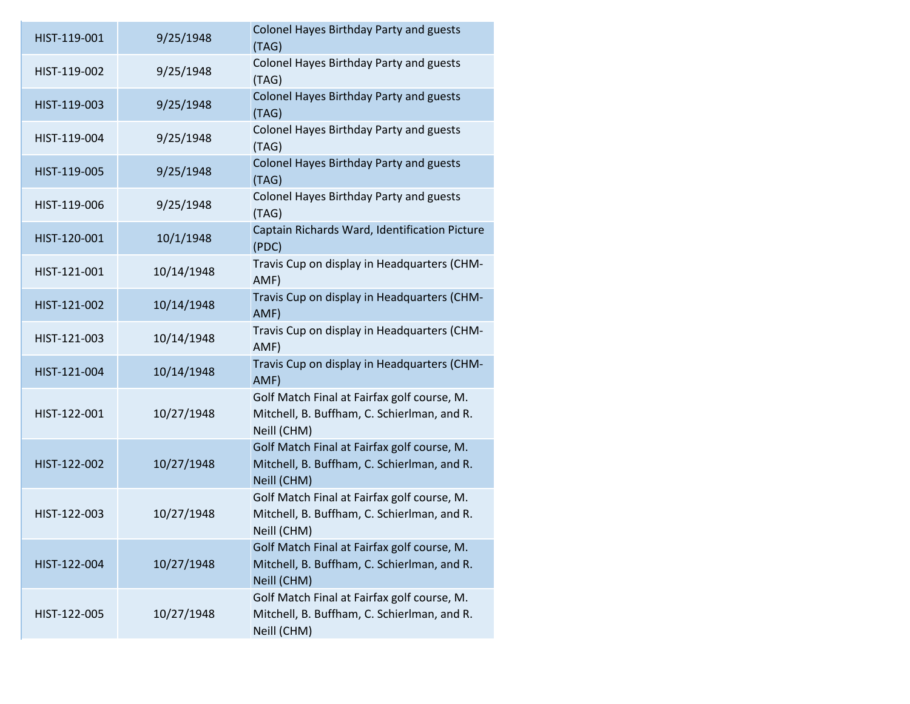| | | |
|---|---|---|
| HIST-119-001 | 9/25/1948 | Colonel Hayes Birthday Party and guests (TAG) |
| HIST-119-002 | 9/25/1948 | Colonel Hayes Birthday Party and guests (TAG) |
| HIST-119-003 | 9/25/1948 | Colonel Hayes Birthday Party and guests (TAG) |
| HIST-119-004 | 9/25/1948 | Colonel Hayes Birthday Party and guests (TAG) |
| HIST-119-005 | 9/25/1948 | Colonel Hayes Birthday Party and guests (TAG) |
| HIST-119-006 | 9/25/1948 | Colonel Hayes Birthday Party and guests (TAG) |
| HIST-120-001 | 10/1/1948 | Captain Richards Ward, Identification Picture (PDC) |
| HIST-121-001 | 10/14/1948 | Travis Cup on display in Headquarters (CHM-AMF) |
| HIST-121-002 | 10/14/1948 | Travis Cup on display in Headquarters (CHM-AMF) |
| HIST-121-003 | 10/14/1948 | Travis Cup on display in Headquarters (CHM-AMF) |
| HIST-121-004 | 10/14/1948 | Travis Cup on display in Headquarters (CHM-AMF) |
| HIST-122-001 | 10/27/1948 | Golf Match Final at Fairfax golf course, M. Mitchell, B. Buffham, C. Schierlman, and R. Neill (CHM) |
| HIST-122-002 | 10/27/1948 | Golf Match Final at Fairfax golf course, M. Mitchell, B. Buffham, C. Schierlman, and R. Neill (CHM) |
| HIST-122-003 | 10/27/1948 | Golf Match Final at Fairfax golf course, M. Mitchell, B. Buffham, C. Schierlman, and R. Neill (CHM) |
| HIST-122-004 | 10/27/1948 | Golf Match Final at Fairfax golf course, M. Mitchell, B. Buffham, C. Schierlman, and R. Neill (CHM) |
| HIST-122-005 | 10/27/1948 | Golf Match Final at Fairfax golf course, M. Mitchell, B. Buffham, C. Schierlman, and R. Neill (CHM) |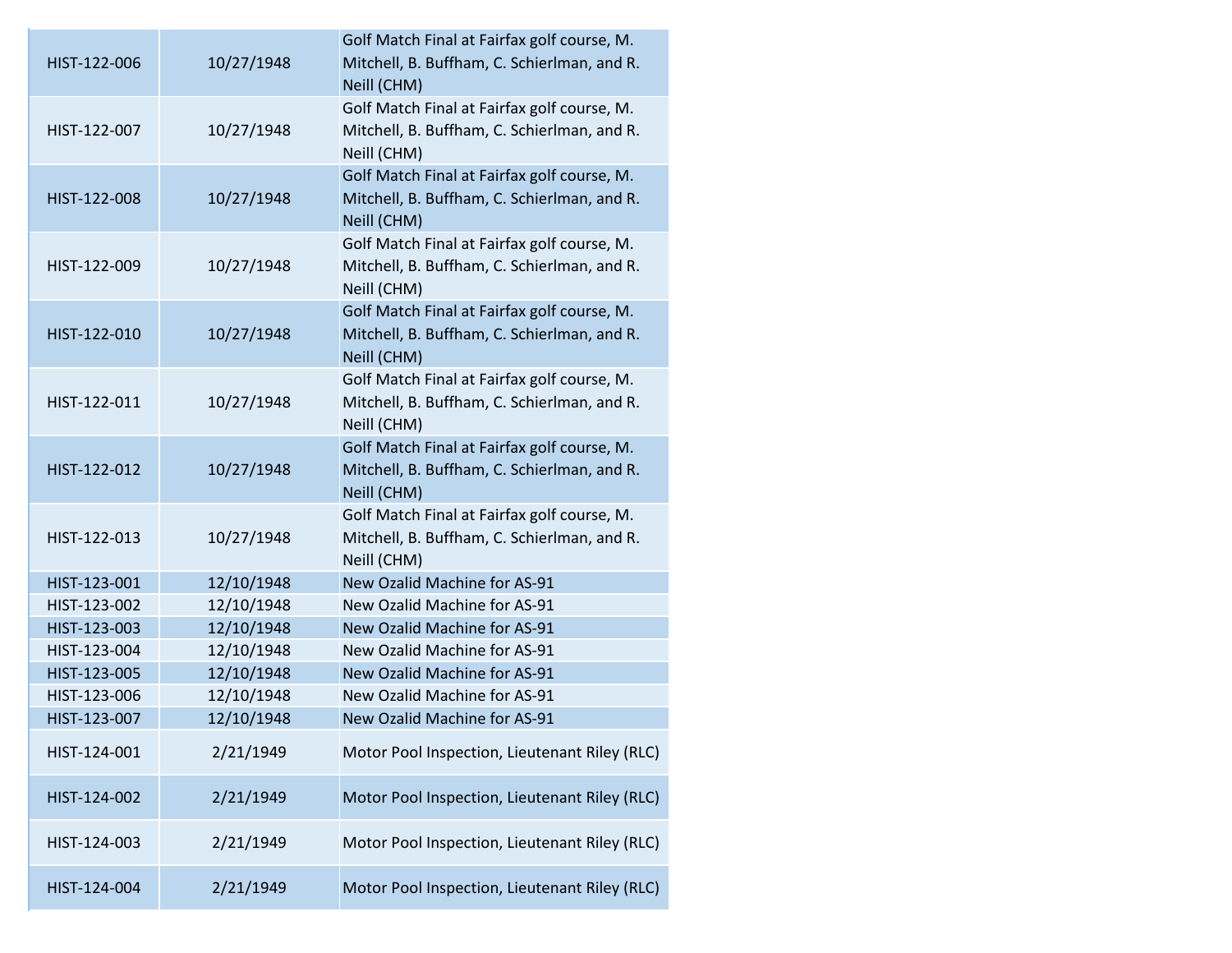| | | |
|---|---|---|
| HIST-122-006 | 10/27/1948 | Golf Match Final at Fairfax golf course, M. Mitchell, B. Buffham, C. Schierlman, and R. Neill (CHM) |
| HIST-122-007 | 10/27/1948 | Golf Match Final at Fairfax golf course, M. Mitchell, B. Buffham, C. Schierlman, and R. Neill (CHM) |
| HIST-122-008 | 10/27/1948 | Golf Match Final at Fairfax golf course, M. Mitchell, B. Buffham, C. Schierlman, and R. Neill (CHM) |
| HIST-122-009 | 10/27/1948 | Golf Match Final at Fairfax golf course, M. Mitchell, B. Buffham, C. Schierlman, and R. Neill (CHM) |
| HIST-122-010 | 10/27/1948 | Golf Match Final at Fairfax golf course, M. Mitchell, B. Buffham, C. Schierlman, and R. Neill (CHM) |
| HIST-122-011 | 10/27/1948 | Golf Match Final at Fairfax golf course, M. Mitchell, B. Buffham, C. Schierlman, and R. Neill (CHM) |
| HIST-122-012 | 10/27/1948 | Golf Match Final at Fairfax golf course, M. Mitchell, B. Buffham, C. Schierlman, and R. Neill (CHM) |
| HIST-122-013 | 10/27/1948 | Golf Match Final at Fairfax golf course, M. Mitchell, B. Buffham, C. Schierlman, and R. Neill (CHM) |
| HIST-123-001 | 12/10/1948 | New Ozalid Machine for AS-91 |
| HIST-123-002 | 12/10/1948 | New Ozalid Machine for AS-91 |
| HIST-123-003 | 12/10/1948 | New Ozalid Machine for AS-91 |
| HIST-123-004 | 12/10/1948 | New Ozalid Machine for AS-91 |
| HIST-123-005 | 12/10/1948 | New Ozalid Machine for AS-91 |
| HIST-123-006 | 12/10/1948 | New Ozalid Machine for AS-91 |
| HIST-123-007 | 12/10/1948 | New Ozalid Machine for AS-91 |
| HIST-124-001 | 2/21/1949 | Motor Pool Inspection, Lieutenant Riley (RLC) |
| HIST-124-002 | 2/21/1949 | Motor Pool Inspection, Lieutenant Riley (RLC) |
| HIST-124-003 | 2/21/1949 | Motor Pool Inspection, Lieutenant Riley (RLC) |
| HIST-124-004 | 2/21/1949 | Motor Pool Inspection, Lieutenant Riley (RLC) |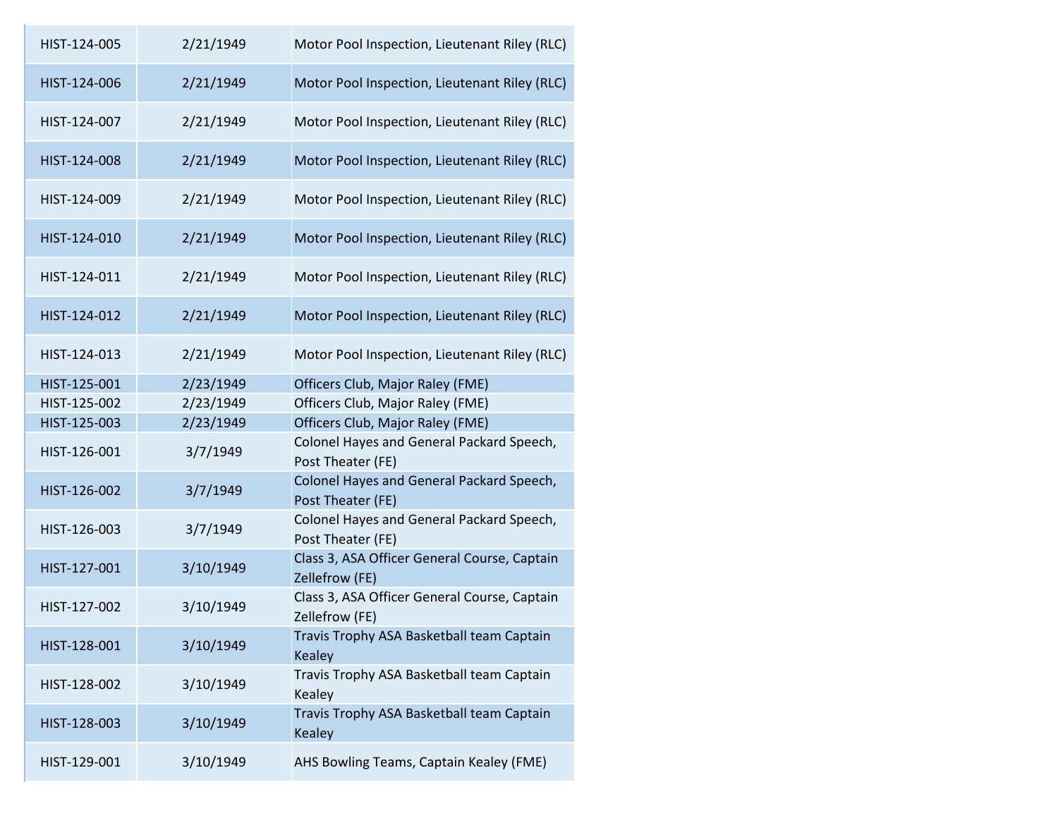| | | |
|---|---|---|
| HIST-124-005 | 2/21/1949 | Motor Pool Inspection, Lieutenant Riley (RLC) |
| HIST-124-006 | 2/21/1949 | Motor Pool Inspection, Lieutenant Riley (RLC) |
| HIST-124-007 | 2/21/1949 | Motor Pool Inspection, Lieutenant Riley (RLC) |
| HIST-124-008 | 2/21/1949 | Motor Pool Inspection, Lieutenant Riley (RLC) |
| HIST-124-009 | 2/21/1949 | Motor Pool Inspection, Lieutenant Riley (RLC) |
| HIST-124-010 | 2/21/1949 | Motor Pool Inspection, Lieutenant Riley (RLC) |
| HIST-124-011 | 2/21/1949 | Motor Pool Inspection, Lieutenant Riley (RLC) |
| HIST-124-012 | 2/21/1949 | Motor Pool Inspection, Lieutenant Riley (RLC) |
| HIST-124-013 | 2/21/1949 | Motor Pool Inspection, Lieutenant Riley (RLC) |
| HIST-125-001 | 2/23/1949 | Officers Club, Major Raley (FME) |
| HIST-125-002 | 2/23/1949 | Officers Club, Major Raley (FME) |
| HIST-125-003 | 2/23/1949 | Officers Club, Major Raley (FME) |
| HIST-126-001 | 3/7/1949 | Colonel Hayes and General Packard Speech, Post Theater (FE) |
| HIST-126-002 | 3/7/1949 | Colonel Hayes and General Packard Speech, Post Theater (FE) |
| HIST-126-003 | 3/7/1949 | Colonel Hayes and General Packard Speech, Post Theater (FE) |
| HIST-127-001 | 3/10/1949 | Class 3, ASA Officer General Course, Captain Zellefrow (FE) |
| HIST-127-002 | 3/10/1949 | Class 3, ASA Officer General Course, Captain Zellefrow (FE) |
| HIST-128-001 | 3/10/1949 | Travis Trophy ASA Basketball team Captain Kealey |
| HIST-128-002 | 3/10/1949 | Travis Trophy ASA Basketball team Captain Kealey |
| HIST-128-003 | 3/10/1949 | Travis Trophy ASA Basketball team Captain Kealey |
| HIST-129-001 | 3/10/1949 | AHS Bowling Teams, Captain Kealey (FME) |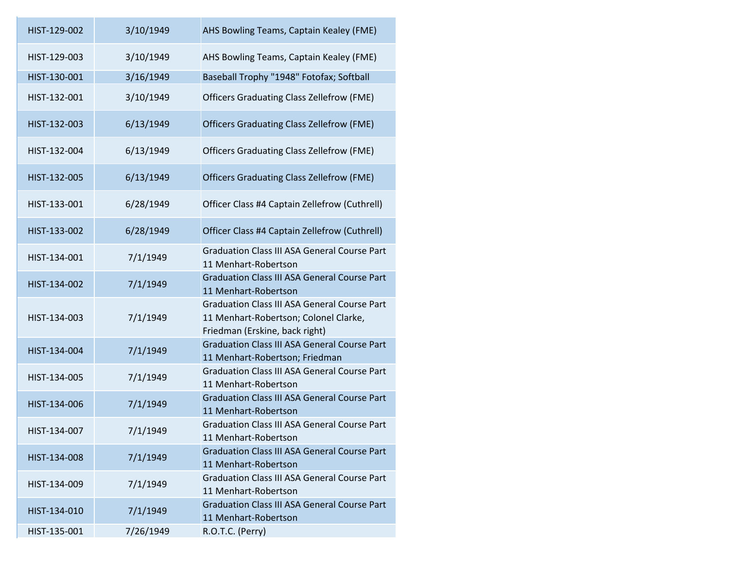| | | |
|---|---|---|
| HIST-129-002 | 3/10/1949 | AHS Bowling Teams, Captain Kealey (FME) |
| HIST-129-003 | 3/10/1949 | AHS Bowling Teams, Captain Kealey (FME) |
| HIST-130-001 | 3/16/1949 | Baseball Trophy "1948" Fotofax; Softball |
| HIST-132-001 | 3/10/1949 | Officers Graduating Class Zellefrow (FME) |
| HIST-132-003 | 6/13/1949 | Officers Graduating Class Zellefrow (FME) |
| HIST-132-004 | 6/13/1949 | Officers Graduating Class Zellefrow (FME) |
| HIST-132-005 | 6/13/1949 | Officers Graduating Class Zellefrow (FME) |
| HIST-133-001 | 6/28/1949 | Officer Class #4 Captain Zellefrow (Cuthrell) |
| HIST-133-002 | 6/28/1949 | Officer Class #4 Captain Zellefrow (Cuthrell) |
| HIST-134-001 | 7/1/1949 | Graduation Class III ASA General Course Part 11 Menhart-Robertson |
| HIST-134-002 | 7/1/1949 | Graduation Class III ASA General Course Part 11 Menhart-Robertson |
| HIST-134-003 | 7/1/1949 | Graduation Class III ASA General Course Part 11 Menhart-Robertson; Colonel Clarke, Friedman (Erskine, back right) |
| HIST-134-004 | 7/1/1949 | Graduation Class III ASA General Course Part 11 Menhart-Robertson; Friedman |
| HIST-134-005 | 7/1/1949 | Graduation Class III ASA General Course Part 11 Menhart-Robertson |
| HIST-134-006 | 7/1/1949 | Graduation Class III ASA General Course Part 11 Menhart-Robertson |
| HIST-134-007 | 7/1/1949 | Graduation Class III ASA General Course Part 11 Menhart-Robertson |
| HIST-134-008 | 7/1/1949 | Graduation Class III ASA General Course Part 11 Menhart-Robertson |
| HIST-134-009 | 7/1/1949 | Graduation Class III ASA General Course Part 11 Menhart-Robertson |
| HIST-134-010 | 7/1/1949 | Graduation Class III ASA General Course Part 11 Menhart-Robertson |
| HIST-135-001 | 7/26/1949 | R.O.T.C. (Perry) |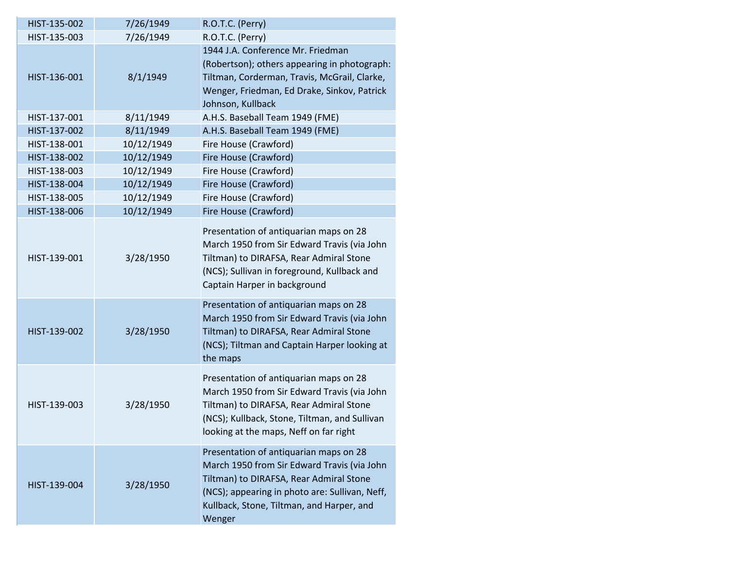| | | |
|---|---|---|
| HIST-135-002 | 7/26/1949 | R.O.T.C. (Perry) |
| HIST-135-003 | 7/26/1949 | R.O.T.C. (Perry) |
| HIST-136-001 | 8/1/1949 | 1944 J.A. Conference Mr. Friedman (Robertson); others appearing in photograph: Tiltman, Corderman, Travis, McGrail, Clarke, Wenger, Friedman, Ed Drake, Sinkov, Patrick Johnson, Kullback |
| HIST-137-001 | 8/11/1949 | A.H.S. Baseball Team 1949 (FME) |
| HIST-137-002 | 8/11/1949 | A.H.S. Baseball Team 1949 (FME) |
| HIST-138-001 | 10/12/1949 | Fire House (Crawford) |
| HIST-138-002 | 10/12/1949 | Fire House (Crawford) |
| HIST-138-003 | 10/12/1949 | Fire House (Crawford) |
| HIST-138-004 | 10/12/1949 | Fire House (Crawford) |
| HIST-138-005 | 10/12/1949 | Fire House (Crawford) |
| HIST-138-006 | 10/12/1949 | Fire House (Crawford) |
| HIST-139-001 | 3/28/1950 | Presentation of antiquarian maps on 28 March 1950 from Sir Edward Travis (via John Tiltman) to DIRAFSA, Rear Admiral Stone (NCS); Sullivan in foreground, Kullback and Captain Harper in background |
| HIST-139-002 | 3/28/1950 | Presentation of antiquarian maps on 28 March 1950 from Sir Edward Travis (via John Tiltman) to DIRAFSA, Rear Admiral Stone (NCS); Tiltman and Captain Harper looking at the maps |
| HIST-139-003 | 3/28/1950 | Presentation of antiquarian maps on 28 March 1950 from Sir Edward Travis (via John Tiltman) to DIRAFSA, Rear Admiral Stone (NCS); Kullback, Stone, Tiltman, and Sullivan looking at the maps, Neff on far right |
| HIST-139-004 | 3/28/1950 | Presentation of antiquarian maps on 28 March 1950 from Sir Edward Travis (via John Tiltman) to DIRAFSA, Rear Admiral Stone (NCS); appearing in photo are: Sullivan, Neff, Kullback, Stone, Tiltman, and Harper, and Wenger |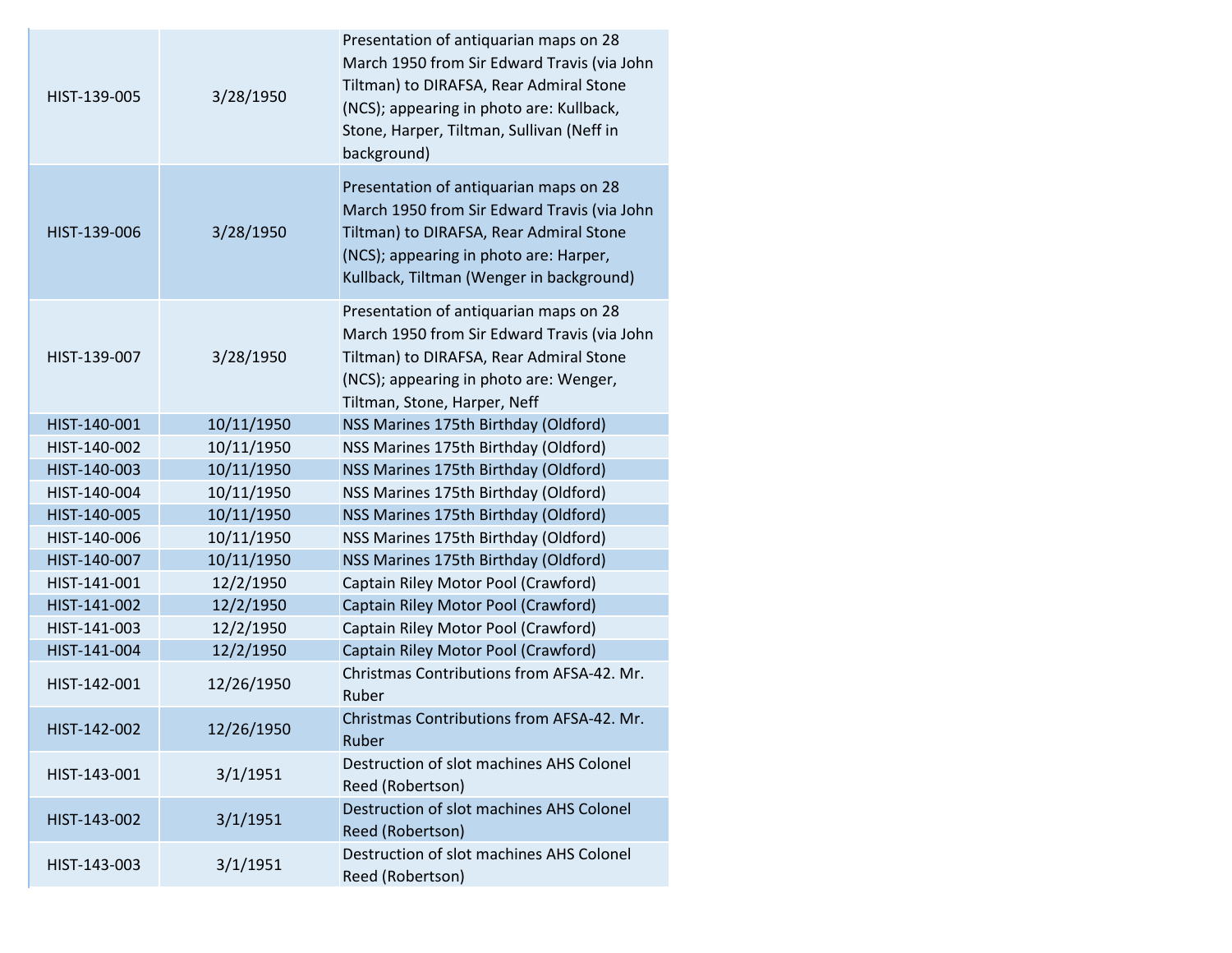| | | |
|---|---|---|
| HIST-139-005 | 3/28/1950 | Presentation of antiquarian maps on 28 March 1950 from Sir Edward Travis (via John Tiltman) to DIRAFSA, Rear Admiral Stone (NCS); appearing in photo are: Kullback, Stone, Harper, Tiltman, Sullivan (Neff in background) |
| HIST-139-006 | 3/28/1950 | Presentation of antiquarian maps on 28 March 1950 from Sir Edward Travis (via John Tiltman) to DIRAFSA, Rear Admiral Stone (NCS); appearing in photo are: Harper, Kullback, Tiltman (Wenger in background) |
| HIST-139-007 | 3/28/1950 | Presentation of antiquarian maps on 28 March 1950 from Sir Edward Travis (via John Tiltman) to DIRAFSA, Rear Admiral Stone (NCS); appearing in photo are: Wenger, Tiltman, Stone, Harper, Neff |
| HIST-140-001 | 10/11/1950 | NSS Marines 175th Birthday (Oldford) |
| HIST-140-002 | 10/11/1950 | NSS Marines 175th Birthday (Oldford) |
| HIST-140-003 | 10/11/1950 | NSS Marines 175th Birthday (Oldford) |
| HIST-140-004 | 10/11/1950 | NSS Marines 175th Birthday (Oldford) |
| HIST-140-005 | 10/11/1950 | NSS Marines 175th Birthday (Oldford) |
| HIST-140-006 | 10/11/1950 | NSS Marines 175th Birthday (Oldford) |
| HIST-140-007 | 10/11/1950 | NSS Marines 175th Birthday (Oldford) |
| HIST-141-001 | 12/2/1950 | Captain Riley Motor Pool (Crawford) |
| HIST-141-002 | 12/2/1950 | Captain Riley Motor Pool (Crawford) |
| HIST-141-003 | 12/2/1950 | Captain Riley Motor Pool (Crawford) |
| HIST-141-004 | 12/2/1950 | Captain Riley Motor Pool (Crawford) |
| HIST-142-001 | 12/26/1950 | Christmas Contributions from AFSA-42. Mr. Ruber |
| HIST-142-002 | 12/26/1950 | Christmas Contributions from AFSA-42. Mr. Ruber |
| HIST-143-001 | 3/1/1951 | Destruction of slot machines AHS Colonel Reed (Robertson) |
| HIST-143-002 | 3/1/1951 | Destruction of slot machines AHS Colonel Reed (Robertson) |
| HIST-143-003 | 3/1/1951 | Destruction of slot machines AHS Colonel Reed (Robertson) |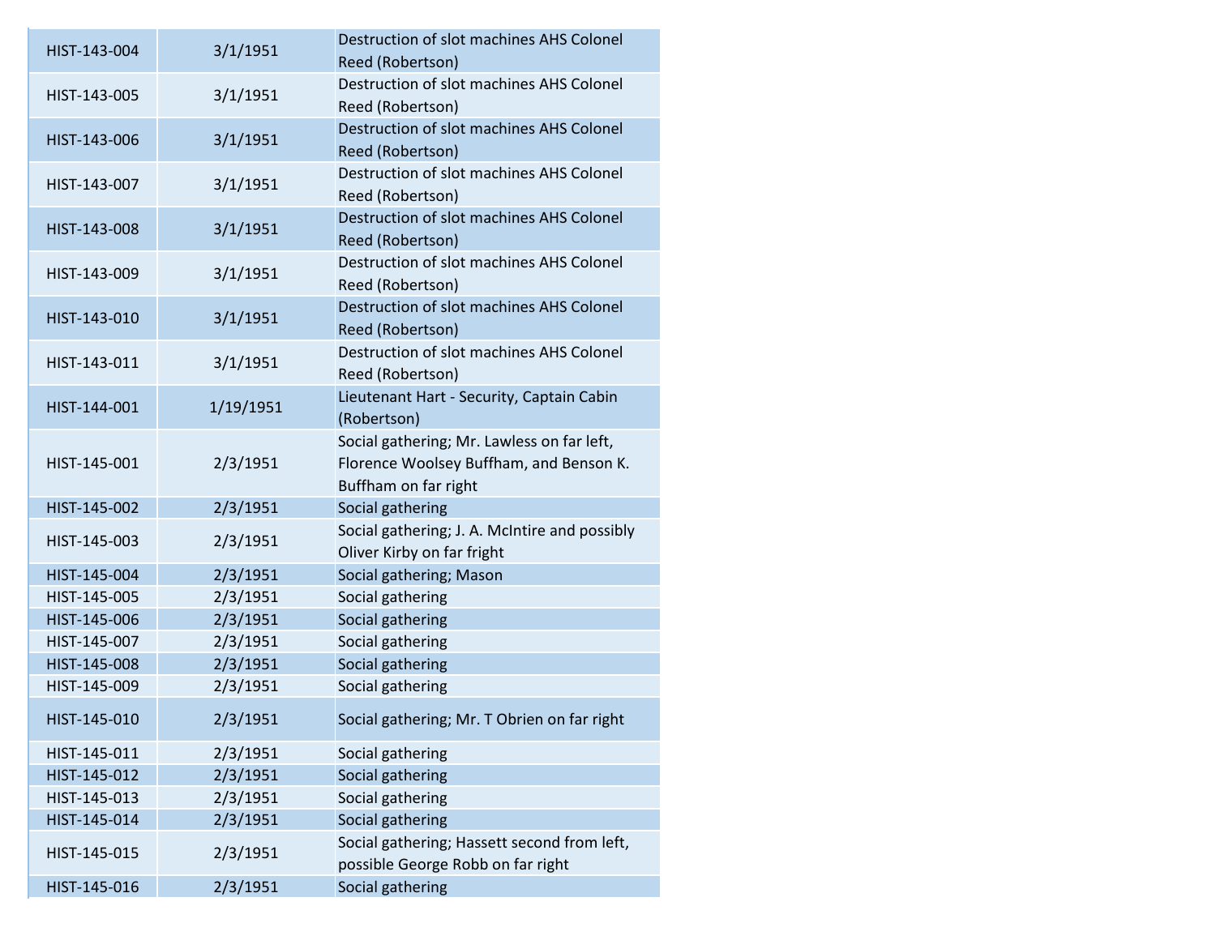| | | |
|---|---|---|
| HIST-143-004 | 3/1/1951 | Destruction of slot machines AHS Colonel Reed (Robertson) |
| HIST-143-005 | 3/1/1951 | Destruction of slot machines AHS Colonel Reed (Robertson) |
| HIST-143-006 | 3/1/1951 | Destruction of slot machines AHS Colonel Reed (Robertson) |
| HIST-143-007 | 3/1/1951 | Destruction of slot machines AHS Colonel Reed (Robertson) |
| HIST-143-008 | 3/1/1951 | Destruction of slot machines AHS Colonel Reed (Robertson) |
| HIST-143-009 | 3/1/1951 | Destruction of slot machines AHS Colonel Reed (Robertson) |
| HIST-143-010 | 3/1/1951 | Destruction of slot machines AHS Colonel Reed (Robertson) |
| HIST-143-011 | 3/1/1951 | Destruction of slot machines AHS Colonel Reed (Robertson) |
| HIST-144-001 | 1/19/1951 | Lieutenant Hart - Security, Captain Cabin (Robertson) |
| HIST-145-001 | 2/3/1951 | Social gathering; Mr. Lawless on far left, Florence Woolsey Buffham, and Benson K. Buffham on far right |
| HIST-145-002 | 2/3/1951 | Social gathering |
| HIST-145-003 | 2/3/1951 | Social gathering; J. A. McIntire and possibly Oliver Kirby on far fright |
| HIST-145-004 | 2/3/1951 | Social gathering; Mason |
| HIST-145-005 | 2/3/1951 | Social gathering |
| HIST-145-006 | 2/3/1951 | Social gathering |
| HIST-145-007 | 2/3/1951 | Social gathering |
| HIST-145-008 | 2/3/1951 | Social gathering |
| HIST-145-009 | 2/3/1951 | Social gathering |
| HIST-145-010 | 2/3/1951 | Social gathering; Mr. T Obrien on far right |
| HIST-145-011 | 2/3/1951 | Social gathering |
| HIST-145-012 | 2/3/1951 | Social gathering |
| HIST-145-013 | 2/3/1951 | Social gathering |
| HIST-145-014 | 2/3/1951 | Social gathering |
| HIST-145-015 | 2/3/1951 | Social gathering; Hassett second from left, possible George Robb on far right |
| HIST-145-016 | 2/3/1951 | Social gathering |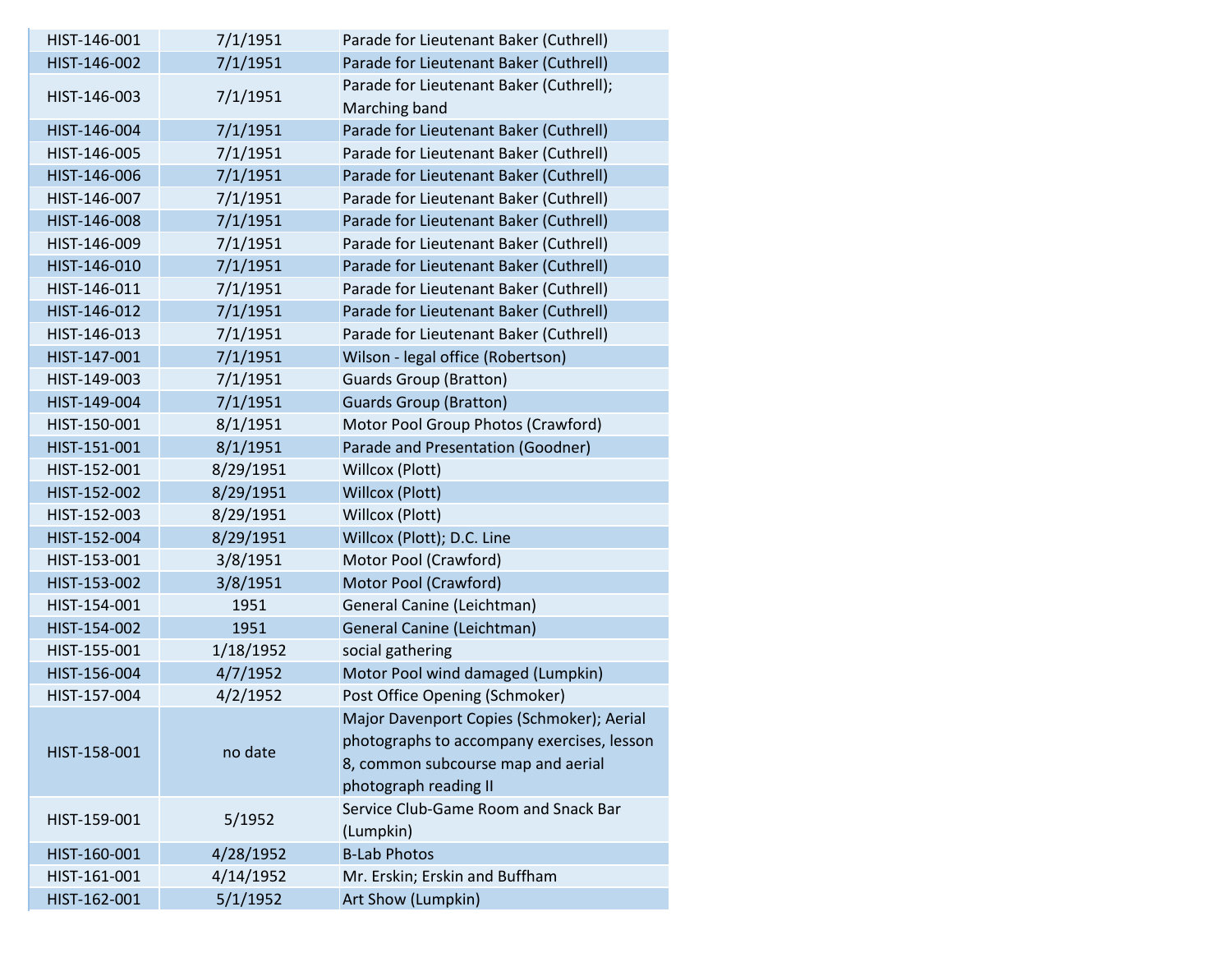| | | |
|---|---|---|
| HIST-146-001 | 7/1/1951 | Parade for Lieutenant Baker (Cuthrell) |
| HIST-146-002 | 7/1/1951 | Parade for Lieutenant Baker (Cuthrell) |
| HIST-146-003 | 7/1/1951 | Parade for Lieutenant Baker (Cuthrell); Marching band |
| HIST-146-004 | 7/1/1951 | Parade for Lieutenant Baker (Cuthrell) |
| HIST-146-005 | 7/1/1951 | Parade for Lieutenant Baker (Cuthrell) |
| HIST-146-006 | 7/1/1951 | Parade for Lieutenant Baker (Cuthrell) |
| HIST-146-007 | 7/1/1951 | Parade for Lieutenant Baker (Cuthrell) |
| HIST-146-008 | 7/1/1951 | Parade for Lieutenant Baker (Cuthrell) |
| HIST-146-009 | 7/1/1951 | Parade for Lieutenant Baker (Cuthrell) |
| HIST-146-010 | 7/1/1951 | Parade for Lieutenant Baker (Cuthrell) |
| HIST-146-011 | 7/1/1951 | Parade for Lieutenant Baker (Cuthrell) |
| HIST-146-012 | 7/1/1951 | Parade for Lieutenant Baker (Cuthrell) |
| HIST-146-013 | 7/1/1951 | Parade for Lieutenant Baker (Cuthrell) |
| HIST-147-001 | 7/1/1951 | Wilson - legal office (Robertson) |
| HIST-149-003 | 7/1/1951 | Guards Group (Bratton) |
| HIST-149-004 | 7/1/1951 | Guards Group (Bratton) |
| HIST-150-001 | 8/1/1951 | Motor Pool Group Photos (Crawford) |
| HIST-151-001 | 8/1/1951 | Parade and Presentation (Goodner) |
| HIST-152-001 | 8/29/1951 | Willcox (Plott) |
| HIST-152-002 | 8/29/1951 | Willcox (Plott) |
| HIST-152-003 | 8/29/1951 | Willcox (Plott) |
| HIST-152-004 | 8/29/1951 | Willcox (Plott); D.C. Line |
| HIST-153-001 | 3/8/1951 | Motor Pool (Crawford) |
| HIST-153-002 | 3/8/1951 | Motor Pool (Crawford) |
| HIST-154-001 | 1951 | General Canine (Leichtman) |
| HIST-154-002 | 1951 | General Canine (Leichtman) |
| HIST-155-001 | 1/18/1952 | social gathering |
| HIST-156-004 | 4/7/1952 | Motor Pool wind damaged (Lumpkin) |
| HIST-157-004 | 4/2/1952 | Post Office Opening (Schmoker) |
| HIST-158-001 | no date | Major Davenport Copies (Schmoker); Aerial photographs to accompany exercises, lesson 8, common subcourse map and aerial photograph reading II |
| HIST-159-001 | 5/1952 | Service Club-Game Room and Snack Bar (Lumpkin) |
| HIST-160-001 | 4/28/1952 | B-Lab Photos |
| HIST-161-001 | 4/14/1952 | Mr. Erskin; Erskin and Buffham |
| HIST-162-001 | 5/1/1952 | Art Show (Lumpkin) |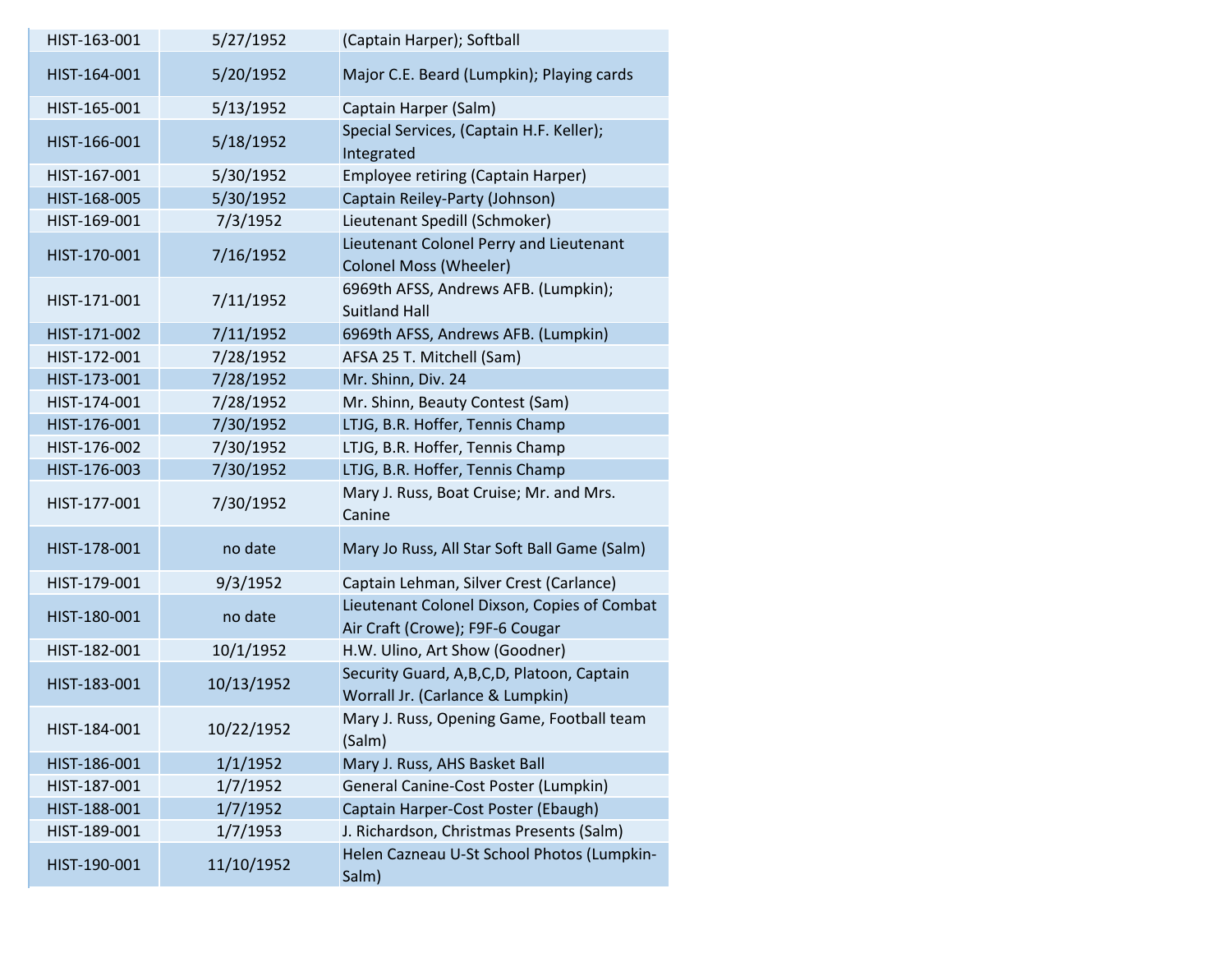| | | |
|---|---|---|
| HIST-163-001 | 5/27/1952 | (Captain Harper); Softball |
| HIST-164-001 | 5/20/1952 | Major C.E. Beard (Lumpkin); Playing cards |
| HIST-165-001 | 5/13/1952 | Captain Harper (Salm) |
| HIST-166-001 | 5/18/1952 | Special Services, (Captain H.F. Keller); Integrated |
| HIST-167-001 | 5/30/1952 | Employee retiring (Captain Harper) |
| HIST-168-005 | 5/30/1952 | Captain Reiley-Party (Johnson) |
| HIST-169-001 | 7/3/1952 | Lieutenant Spedill (Schmoker) |
| HIST-170-001 | 7/16/1952 | Lieutenant Colonel Perry and Lieutenant Colonel Moss (Wheeler) |
| HIST-171-001 | 7/11/1952 | 6969th AFSS, Andrews AFB. (Lumpkin); Suitland Hall |
| HIST-171-002 | 7/11/1952 | 6969th AFSS, Andrews AFB. (Lumpkin) |
| HIST-172-001 | 7/28/1952 | AFSA 25 T. Mitchell (Sam) |
| HIST-173-001 | 7/28/1952 | Mr. Shinn, Div. 24 |
| HIST-174-001 | 7/28/1952 | Mr. Shinn, Beauty Contest (Sam) |
| HIST-176-001 | 7/30/1952 | LTJG, B.R. Hoffer, Tennis Champ |
| HIST-176-002 | 7/30/1952 | LTJG, B.R. Hoffer, Tennis Champ |
| HIST-176-003 | 7/30/1952 | LTJG, B.R. Hoffer, Tennis Champ |
| HIST-177-001 | 7/30/1952 | Mary J. Russ, Boat Cruise; Mr. and Mrs. Canine |
| HIST-178-001 | no date | Mary Jo Russ, All Star Soft Ball Game (Salm) |
| HIST-179-001 | 9/3/1952 | Captain Lehman, Silver Crest (Carlance) |
| HIST-180-001 | no date | Lieutenant Colonel Dixson, Copies of Combat Air Craft (Crowe); F9F-6 Cougar |
| HIST-182-001 | 10/1/1952 | H.W. Ulino, Art Show (Goodner) |
| HIST-183-001 | 10/13/1952 | Security Guard, A,B,C,D, Platoon, Captain Worrall Jr. (Carlance & Lumpkin) |
| HIST-184-001 | 10/22/1952 | Mary J. Russ, Opening Game, Football team (Salm) |
| HIST-186-001 | 1/1/1952 | Mary J. Russ, AHS Basket Ball |
| HIST-187-001 | 1/7/1952 | General Canine-Cost Poster (Lumpkin) |
| HIST-188-001 | 1/7/1952 | Captain Harper-Cost Poster (Ebaugh) |
| HIST-189-001 | 1/7/1953 | J. Richardson, Christmas Presents (Salm) |
| HIST-190-001 | 11/10/1952 | Helen Cazneau U-St School Photos (Lumpkin-Salm) |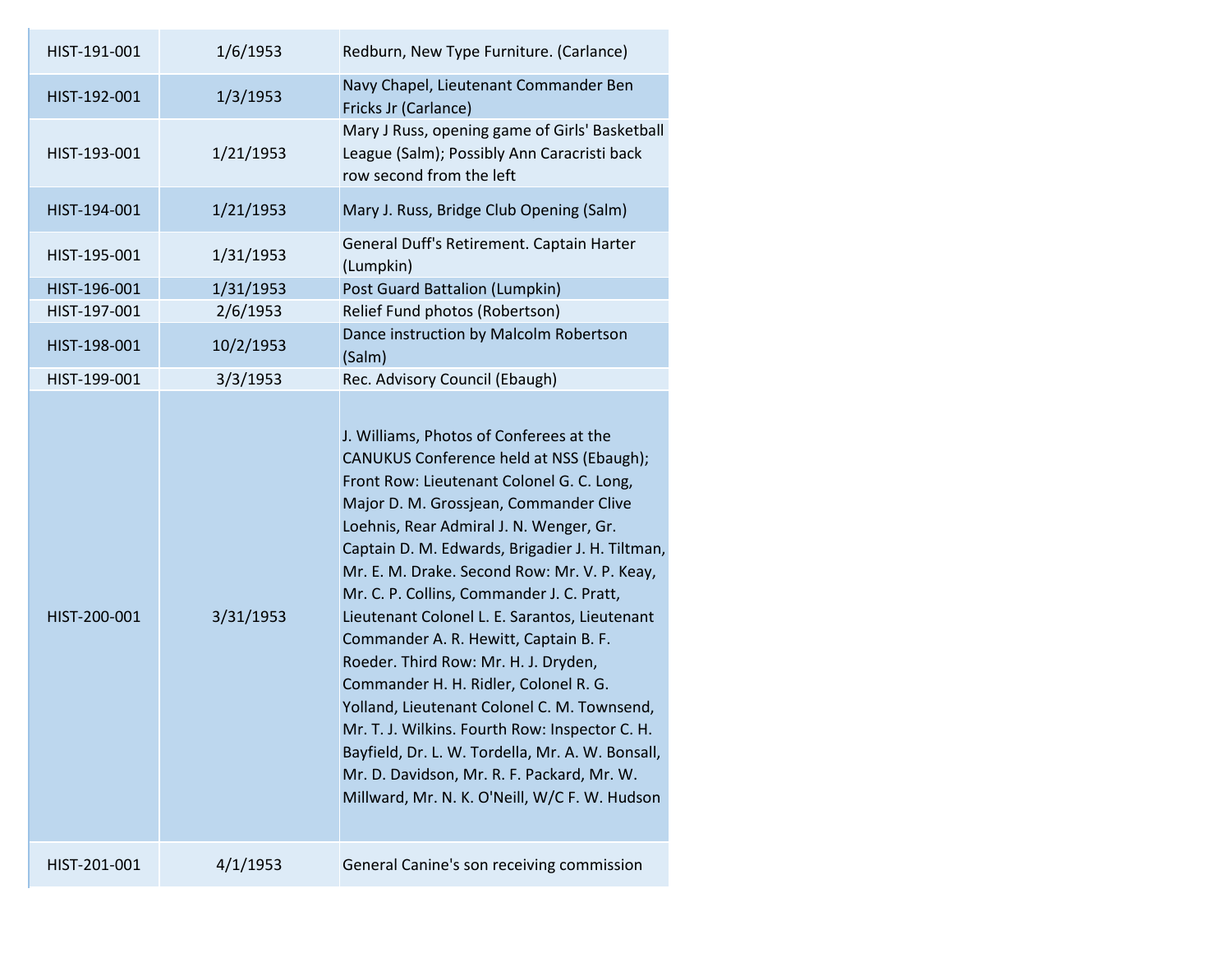| | | |
|---|---|---|
| HIST-191-001 | 1/6/1953 | Redburn, New Type Furniture. (Carlance) |
| HIST-192-001 | 1/3/1953 | Navy Chapel, Lieutenant Commander Ben Fricks Jr (Carlance) |
| HIST-193-001 | 1/21/1953 | Mary J Russ, opening game of Girls' Basketball League (Salm); Possibly Ann Caracristi back row second from the left |
| HIST-194-001 | 1/21/1953 | Mary J. Russ, Bridge Club Opening (Salm) |
| HIST-195-001 | 1/31/1953 | General Duff's Retirement. Captain Harter (Lumpkin) |
| HIST-196-001 | 1/31/1953 | Post Guard Battalion (Lumpkin) |
| HIST-197-001 | 2/6/1953 | Relief Fund photos (Robertson) |
| HIST-198-001 | 10/2/1953 | Dance instruction by Malcolm Robertson (Salm) |
| HIST-199-001 | 3/3/1953 | Rec. Advisory Council (Ebaugh) |
| HIST-200-001 | 3/31/1953 | J. Williams, Photos of Conferees at the CANUKUS Conference held at NSS (Ebaugh); Front Row: Lieutenant Colonel G. C. Long, Major D. M. Grossjean, Commander Clive Loehnis, Rear Admiral J. N. Wenger, Gr. Captain D. M. Edwards, Brigadier J. H. Tiltman, Mr. E. M. Drake. Second Row: Mr. V. P. Keay, Mr. C. P. Collins, Commander J. C. Pratt, Lieutenant Colonel L. E. Sarantos, Lieutenant Commander A. R. Hewitt, Captain B. F. Roeder. Third Row: Mr. H. J. Dryden, Commander H. H. Ridler, Colonel R. G. Yolland, Lieutenant Colonel C. M. Townsend, Mr. T. J. Wilkins. Fourth Row: Inspector C. H. Bayfield, Dr. L. W. Tordella, Mr. A. W. Bonsall, Mr. D. Davidson, Mr. R. F. Packard, Mr. W. Millward, Mr. N. K. O'Neill, W/C F. W. Hudson |
| HIST-201-001 | 4/1/1953 | General Canine's son receiving commission |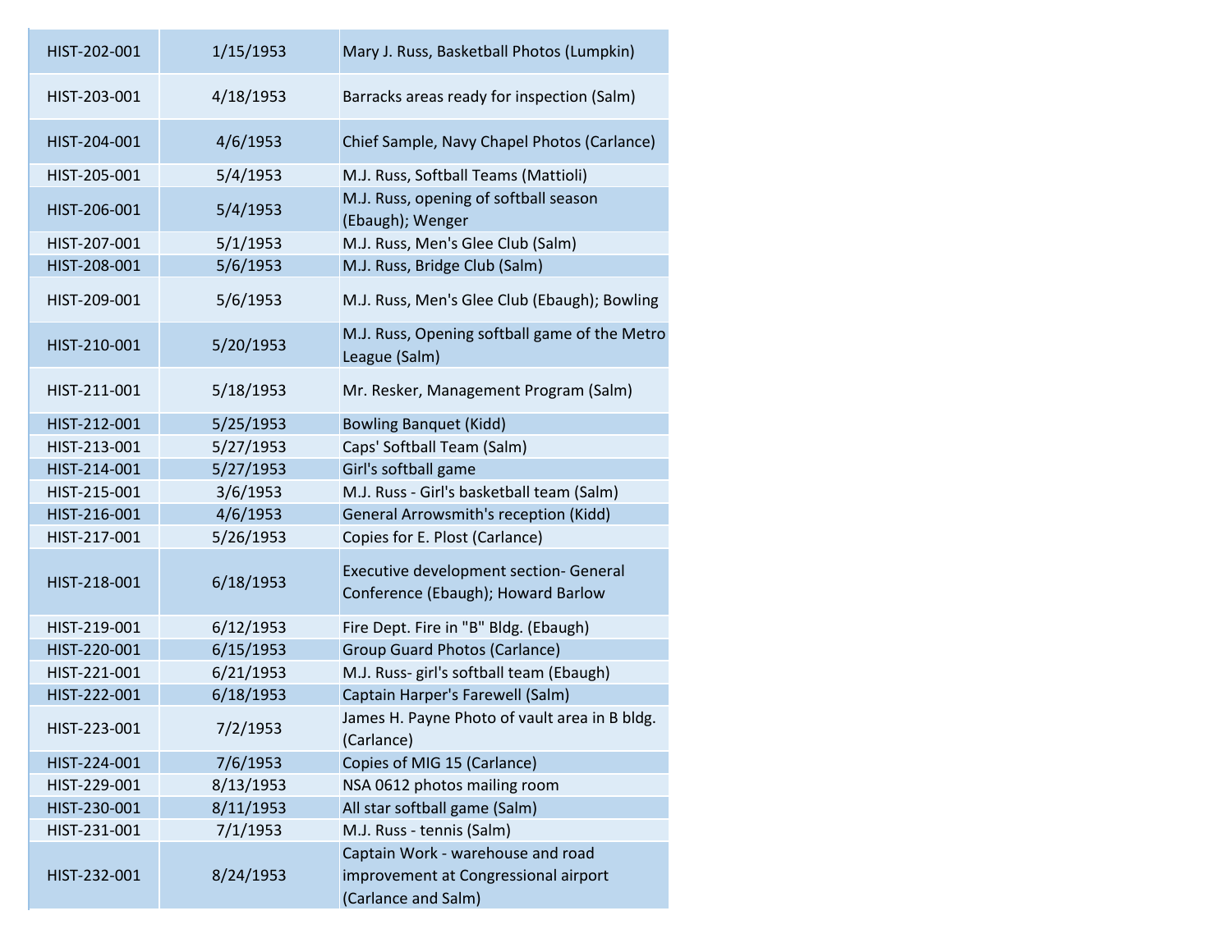| | | |
|---|---|---|
| HIST-202-001 | 1/15/1953 | Mary J. Russ, Basketball Photos (Lumpkin) |
| HIST-203-001 | 4/18/1953 | Barracks areas ready for inspection (Salm) |
| HIST-204-001 | 4/6/1953 | Chief Sample, Navy Chapel Photos (Carlance) |
| HIST-205-001 | 5/4/1953 | M.J. Russ, Softball Teams (Mattioli) |
| HIST-206-001 | 5/4/1953 | M.J. Russ, opening of softball season (Ebaugh); Wenger |
| HIST-207-001 | 5/1/1953 | M.J. Russ, Men's Glee Club (Salm) |
| HIST-208-001 | 5/6/1953 | M.J. Russ, Bridge Club (Salm) |
| HIST-209-001 | 5/6/1953 | M.J. Russ, Men's Glee Club (Ebaugh); Bowling |
| HIST-210-001 | 5/20/1953 | M.J. Russ, Opening softball game of the Metro League (Salm) |
| HIST-211-001 | 5/18/1953 | Mr. Resker, Management Program (Salm) |
| HIST-212-001 | 5/25/1953 | Bowling Banquet (Kidd) |
| HIST-213-001 | 5/27/1953 | Caps' Softball Team (Salm) |
| HIST-214-001 | 5/27/1953 | Girl's softball game |
| HIST-215-001 | 3/6/1953 | M.J. Russ - Girl's basketball team (Salm) |
| HIST-216-001 | 4/6/1953 | General Arrowsmith's reception (Kidd) |
| HIST-217-001 | 5/26/1953 | Copies for E. Plost (Carlance) |
| HIST-218-001 | 6/18/1953 | Executive development section- General Conference (Ebaugh); Howard Barlow |
| HIST-219-001 | 6/12/1953 | Fire Dept. Fire in "B" Bldg. (Ebaugh) |
| HIST-220-001 | 6/15/1953 | Group Guard Photos (Carlance) |
| HIST-221-001 | 6/21/1953 | M.J. Russ- girl's softball team (Ebaugh) |
| HIST-222-001 | 6/18/1953 | Captain Harper's Farewell (Salm) |
| HIST-223-001 | 7/2/1953 | James H. Payne Photo of vault area in B bldg. (Carlance) |
| HIST-224-001 | 7/6/1953 | Copies of MIG 15 (Carlance) |
| HIST-229-001 | 8/13/1953 | NSA 0612 photos mailing room |
| HIST-230-001 | 8/11/1953 | All star softball game (Salm) |
| HIST-231-001 | 7/1/1953 | M.J. Russ - tennis (Salm) |
| HIST-232-001 | 8/24/1953 | Captain Work - warehouse and road improvement at Congressional airport (Carlance and Salm) |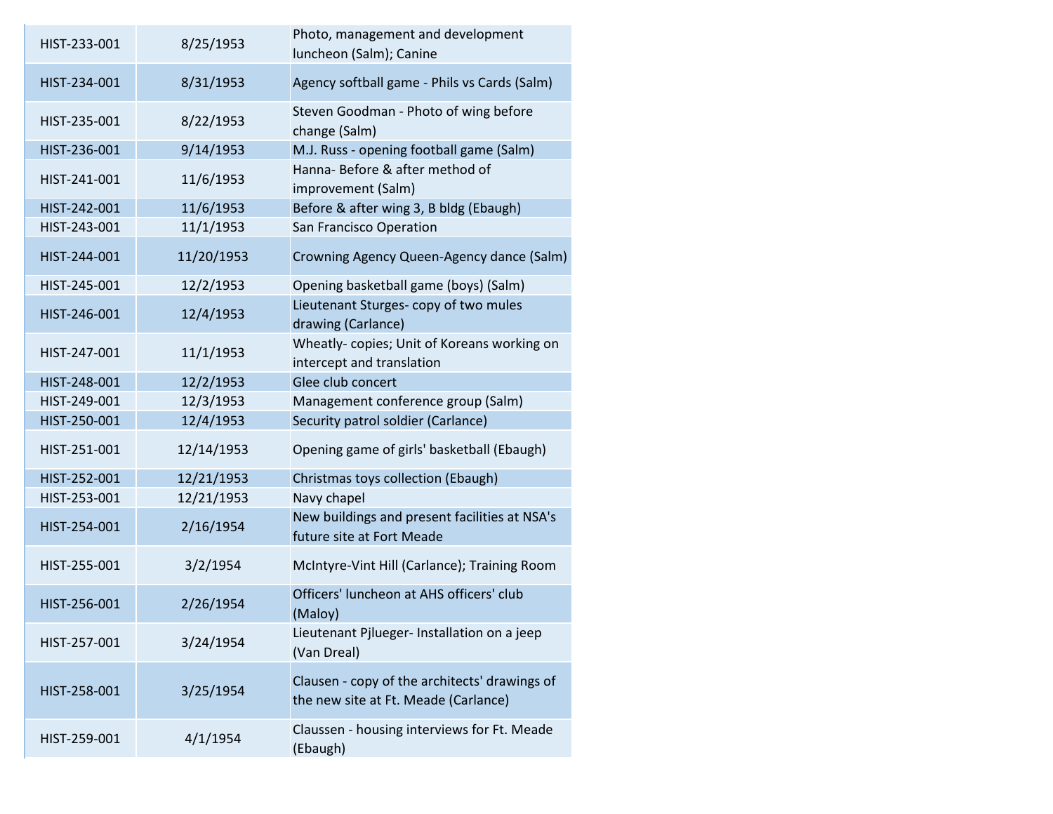| HIST-233-001 | 8/25/1953 | Photo, management and development luncheon (Salm); Canine |
|---|---|---|
| HIST-234-001 | 8/31/1953 | Agency softball game - Phils vs Cards (Salm) |
| HIST-235-001 | 8/22/1953 | Steven Goodman - Photo of wing before change (Salm) |
| HIST-236-001 | 9/14/1953 | M.J. Russ - opening football game (Salm) |
| HIST-241-001 | 11/6/1953 | Hanna- Before & after method of improvement (Salm) |
| HIST-242-001 | 11/6/1953 | Before & after wing 3, B bldg (Ebaugh) |
| HIST-243-001 | 11/1/1953 | San Francisco Operation |
| HIST-244-001 | 11/20/1953 | Crowning Agency Queen-Agency dance (Salm) |
| HIST-245-001 | 12/2/1953 | Opening basketball game (boys) (Salm) |
| HIST-246-001 | 12/4/1953 | Lieutenant Sturges- copy of two mules drawing (Carlance) |
| HIST-247-001 | 11/1/1953 | Wheatly- copies; Unit of Koreans working on intercept and translation |
| HIST-248-001 | 12/2/1953 | Glee club concert |
| HIST-249-001 | 12/3/1953 | Management conference group (Salm) |
| HIST-250-001 | 12/4/1953 | Security patrol soldier (Carlance) |
| HIST-251-001 | 12/14/1953 | Opening game of girls' basketball (Ebaugh) |
| HIST-252-001 | 12/21/1953 | Christmas toys collection (Ebaugh) |
| HIST-253-001 | 12/21/1953 | Navy chapel |
| HIST-254-001 | 2/16/1954 | New buildings and present facilities at NSA's future site at Fort Meade |
| HIST-255-001 | 3/2/1954 | McIntyre-Vint Hill (Carlance); Training Room |
| HIST-256-001 | 2/26/1954 | Officers' luncheon at AHS officers' club (Maloy) |
| HIST-257-001 | 3/24/1954 | Lieutenant Pjlueger- Installation on a jeep (Van Dreal) |
| HIST-258-001 | 3/25/1954 | Clausen - copy of the architects' drawings of the new site at Ft. Meade (Carlance) |
| HIST-259-001 | 4/1/1954 | Claussen - housing interviews for Ft. Meade (Ebaugh) |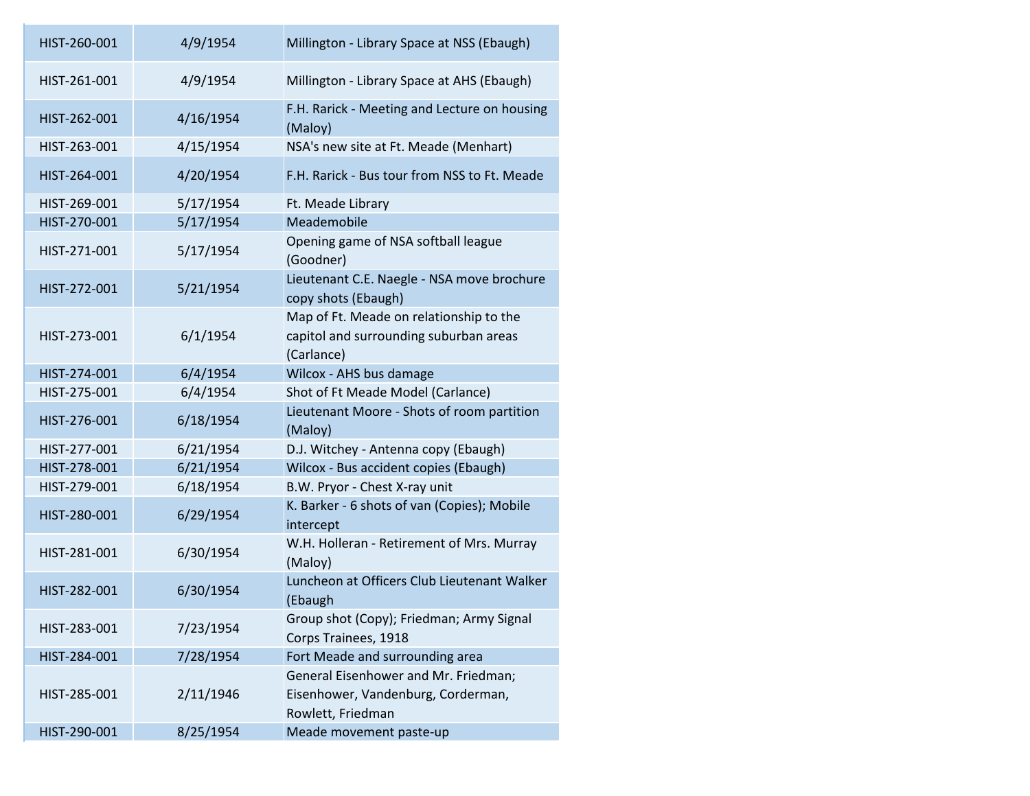| | | |
|---|---|---|
| HIST-260-001 | 4/9/1954 | Millington - Library Space at NSS (Ebaugh) |
| HIST-261-001 | 4/9/1954 | Millington - Library Space at AHS (Ebaugh) |
| HIST-262-001 | 4/16/1954 | F.H. Rarick - Meeting and Lecture on housing (Maloy) |
| HIST-263-001 | 4/15/1954 | NSA's new site at Ft. Meade (Menhart) |
| HIST-264-001 | 4/20/1954 | F.H. Rarick - Bus tour from NSS to Ft. Meade |
| HIST-269-001 | 5/17/1954 | Ft. Meade Library |
| HIST-270-001 | 5/17/1954 | Meademobile |
| HIST-271-001 | 5/17/1954 | Opening game of NSA softball league (Goodner) |
| HIST-272-001 | 5/21/1954 | Lieutenant C.E. Naegle - NSA move brochure copy shots (Ebaugh) |
| HIST-273-001 | 6/1/1954 | Map of Ft. Meade on relationship to the capitol and surrounding suburban areas (Carlance) |
| HIST-274-001 | 6/4/1954 | Wilcox - AHS bus damage |
| HIST-275-001 | 6/4/1954 | Shot of Ft Meade Model (Carlance) |
| HIST-276-001 | 6/18/1954 | Lieutenant Moore - Shots of room partition (Maloy) |
| HIST-277-001 | 6/21/1954 | D.J. Witchey - Antenna copy (Ebaugh) |
| HIST-278-001 | 6/21/1954 | Wilcox - Bus accident copies (Ebaugh) |
| HIST-279-001 | 6/18/1954 | B.W. Pryor - Chest X-ray unit |
| HIST-280-001 | 6/29/1954 | K. Barker - 6 shots of van (Copies); Mobile intercept |
| HIST-281-001 | 6/30/1954 | W.H. Holleran - Retirement of Mrs. Murray (Maloy) |
| HIST-282-001 | 6/30/1954 | Luncheon at Officers Club Lieutenant Walker (Ebaugh |
| HIST-283-001 | 7/23/1954 | Group shot (Copy); Friedman; Army Signal Corps Trainees, 1918 |
| HIST-284-001 | 7/28/1954 | Fort Meade and surrounding area |
| HIST-285-001 | 2/11/1946 | General Eisenhower and Mr. Friedman; Eisenhower, Vandenburg, Corderman, Rowlett, Friedman |
| HIST-290-001 | 8/25/1954 | Meade movement paste-up |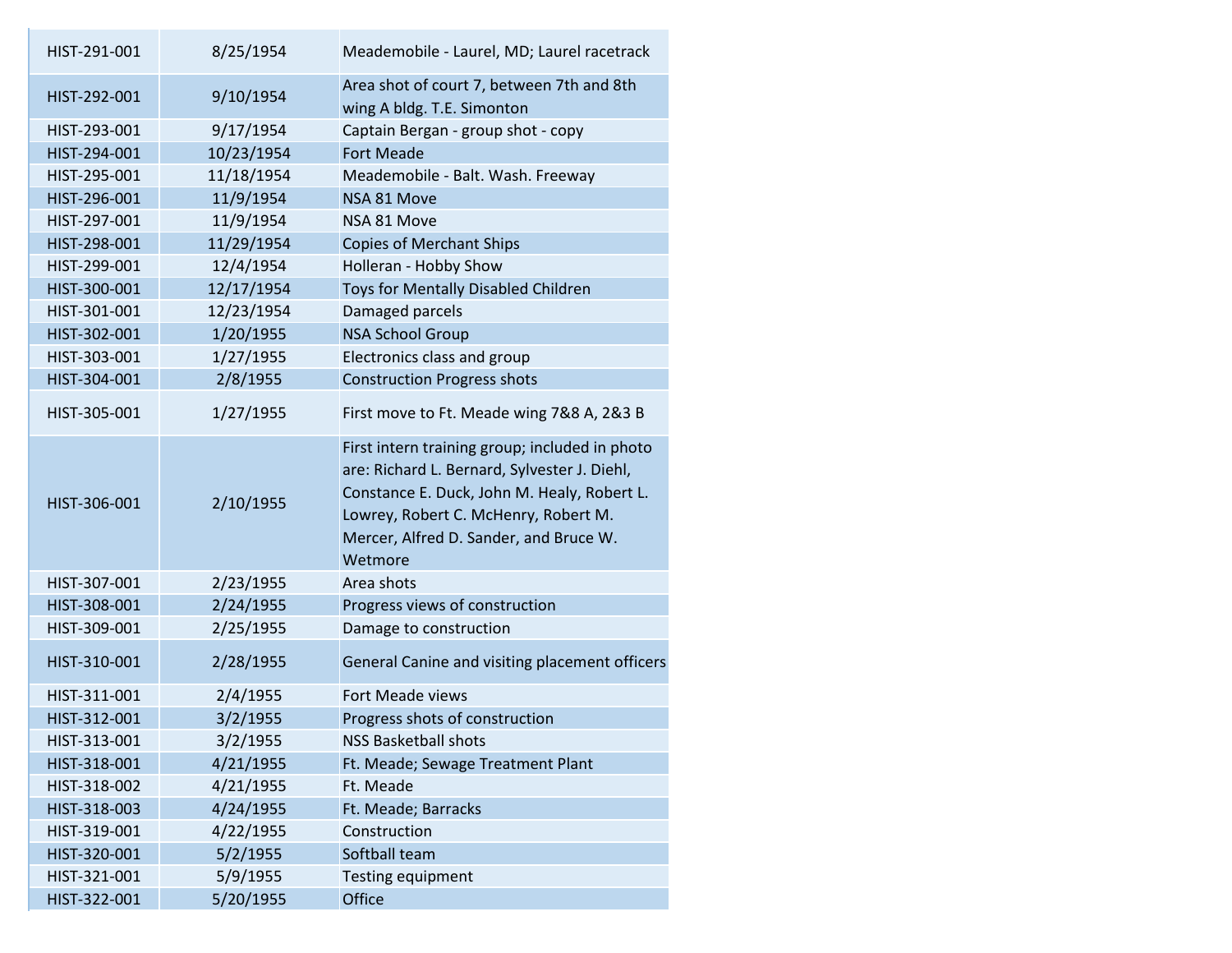| | | |
|---|---|---|
| HIST-291-001 | 8/25/1954 | Meademobile - Laurel, MD; Laurel racetrack |
| HIST-292-001 | 9/10/1954 | Area shot of court 7, between 7th and 8th wing A bldg. T.E. Simonton |
| HIST-293-001 | 9/17/1954 | Captain Bergan - group shot - copy |
| HIST-294-001 | 10/23/1954 | Fort Meade |
| HIST-295-001 | 11/18/1954 | Meademobile - Balt. Wash. Freeway |
| HIST-296-001 | 11/9/1954 | NSA 81 Move |
| HIST-297-001 | 11/9/1954 | NSA 81 Move |
| HIST-298-001 | 11/29/1954 | Copies of Merchant Ships |
| HIST-299-001 | 12/4/1954 | Holleran - Hobby Show |
| HIST-300-001 | 12/17/1954 | Toys for Mentally Disabled Children |
| HIST-301-001 | 12/23/1954 | Damaged parcels |
| HIST-302-001 | 1/20/1955 | NSA School Group |
| HIST-303-001 | 1/27/1955 | Electronics class and group |
| HIST-304-001 | 2/8/1955 | Construction Progress shots |
| HIST-305-001 | 1/27/1955 | First move to Ft. Meade wing 7&8 A, 2&3 B |
| HIST-306-001 | 2/10/1955 | First intern training group; included in photo are: Richard L. Bernard, Sylvester J. Diehl, Constance E. Duck, John M. Healy, Robert L. Lowrey, Robert C. McHenry, Robert M. Mercer, Alfred D. Sander, and Bruce W. Wetmore |
| HIST-307-001 | 2/23/1955 | Area shots |
| HIST-308-001 | 2/24/1955 | Progress views of construction |
| HIST-309-001 | 2/25/1955 | Damage to construction |
| HIST-310-001 | 2/28/1955 | General Canine and visiting placement officers |
| HIST-311-001 | 2/4/1955 | Fort Meade views |
| HIST-312-001 | 3/2/1955 | Progress shots of construction |
| HIST-313-001 | 3/2/1955 | NSS Basketball shots |
| HIST-318-001 | 4/21/1955 | Ft. Meade; Sewage Treatment Plant |
| HIST-318-002 | 4/21/1955 | Ft. Meade |
| HIST-318-003 | 4/24/1955 | Ft. Meade; Barracks |
| HIST-319-001 | 4/22/1955 | Construction |
| HIST-320-001 | 5/2/1955 | Softball team |
| HIST-321-001 | 5/9/1955 | Testing equipment |
| HIST-322-001 | 5/20/1955 | Office |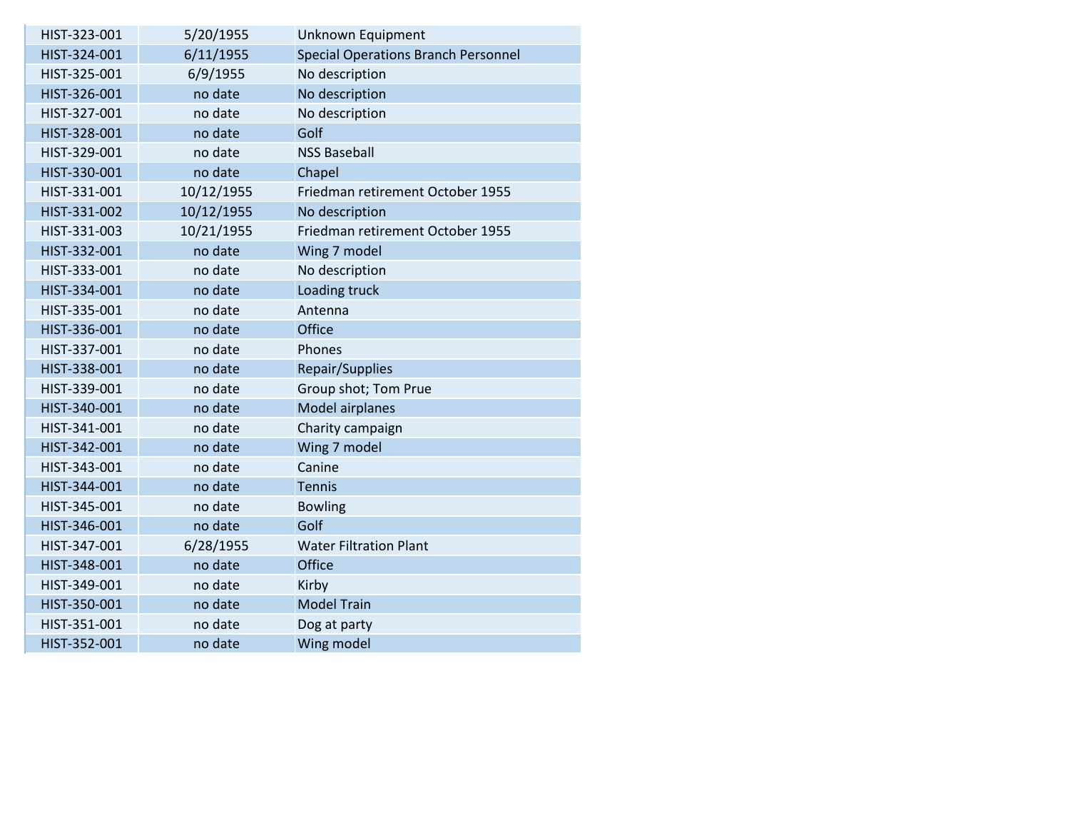| | | |
|---|---|---|
| HIST-323-001 | 5/20/1955 | Unknown Equipment |
| HIST-324-001 | 6/11/1955 | Special Operations Branch Personnel |
| HIST-325-001 | 6/9/1955 | No description |
| HIST-326-001 | no date | No description |
| HIST-327-001 | no date | No description |
| HIST-328-001 | no date | Golf |
| HIST-329-001 | no date | NSS Baseball |
| HIST-330-001 | no date | Chapel |
| HIST-331-001 | 10/12/1955 | Friedman retirement October 1955 |
| HIST-331-002 | 10/12/1955 | No description |
| HIST-331-003 | 10/21/1955 | Friedman retirement October 1955 |
| HIST-332-001 | no date | Wing 7 model |
| HIST-333-001 | no date | No description |
| HIST-334-001 | no date | Loading truck |
| HIST-335-001 | no date | Antenna |
| HIST-336-001 | no date | Office |
| HIST-337-001 | no date | Phones |
| HIST-338-001 | no date | Repair/Supplies |
| HIST-339-001 | no date | Group shot; Tom Prue |
| HIST-340-001 | no date | Model airplanes |
| HIST-341-001 | no date | Charity campaign |
| HIST-342-001 | no date | Wing 7 model |
| HIST-343-001 | no date | Canine |
| HIST-344-001 | no date | Tennis |
| HIST-345-001 | no date | Bowling |
| HIST-346-001 | no date | Golf |
| HIST-347-001 | 6/28/1955 | Water Filtration Plant |
| HIST-348-001 | no date | Office |
| HIST-349-001 | no date | Kirby |
| HIST-350-001 | no date | Model Train |
| HIST-351-001 | no date | Dog at party |
| HIST-352-001 | no date | Wing model |